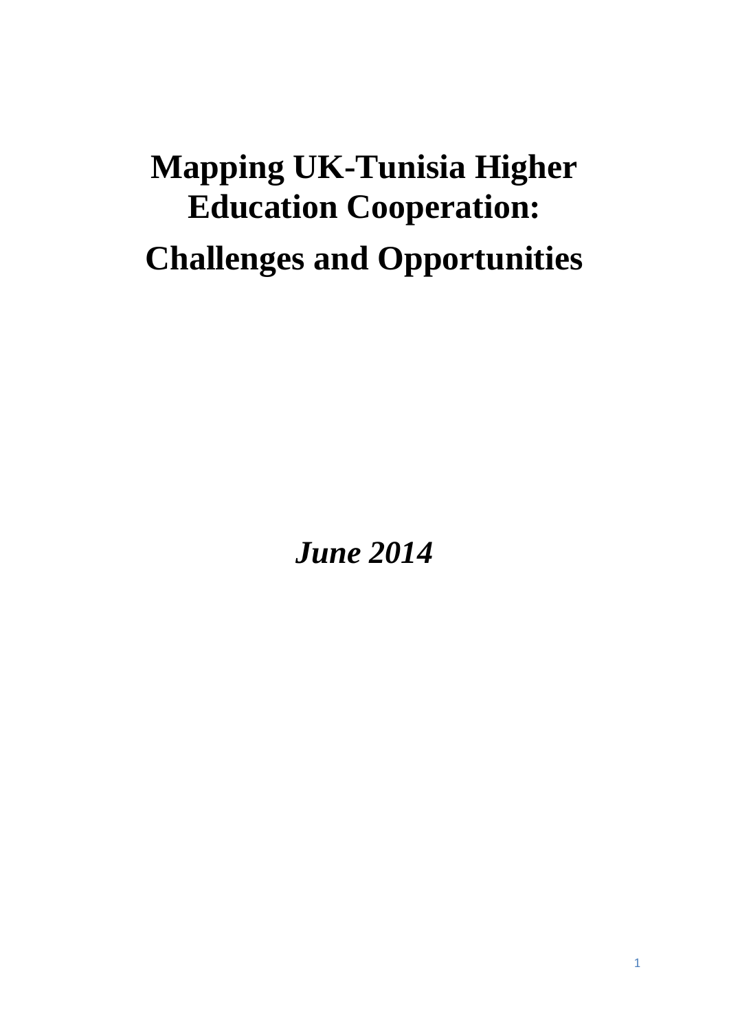# Mapping UK-Tunisia Higher Education Cooperation:

# Challenges and Opportunities

***June 2014***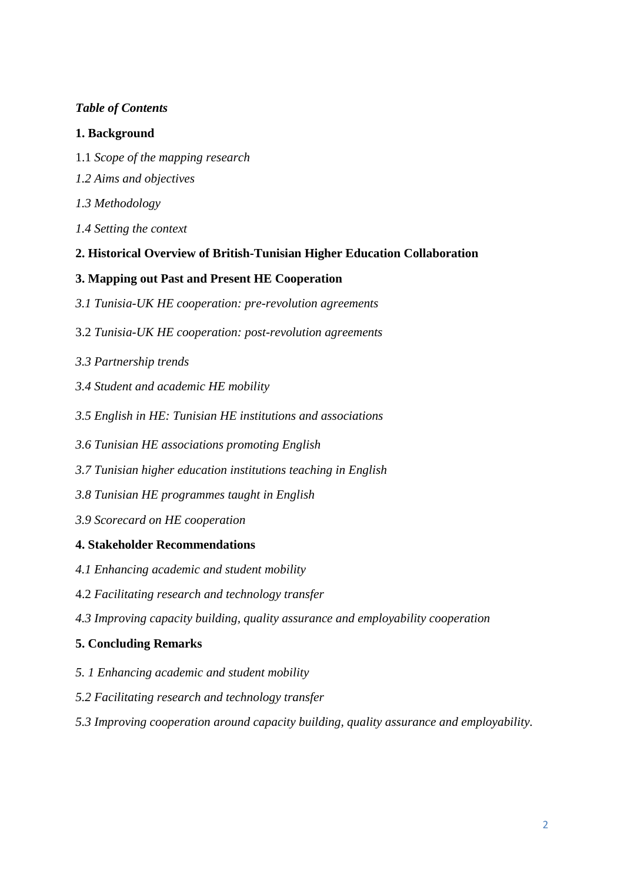***Table of Contents***

**1. Background**

1.1 *Scope of the mapping research*

*1.2 Aims and objectives*

*1.3 Methodology*

*1.4 Setting the context*

**2. Historical Overview of British-Tunisian Higher Education Collaboration**

**3. Mapping out Past and Present HE Cooperation**

*3.1 Tunisia-UK HE cooperation: pre-revolution agreements*

3.2 *Tunisia-UK HE cooperation: post-revolution agreements*

*3.3 Partnership trends*

*3.4 Student and academic HE mobility*

*3.5 English in HE: Tunisian HE institutions and associations*

*3.6 Tunisian HE associations promoting English*

*3.7 Tunisian higher education institutions teaching in English*

*3.8 Tunisian HE programmes taught in English*

*3.9 Scorecard on HE cooperation*

**4. Stakeholder Recommendations**

*4.1 Enhancing academic and student mobility*

4.2 *Facilitating research and technology transfer*

*4.3 Improving capacity building, quality assurance and employability cooperation*

**5. Concluding Remarks**

*5. 1 Enhancing academic and student mobility*

*5.2 Facilitating research and technology transfer*

*5.3 Improving cooperation around capacity building, quality assurance and employability.*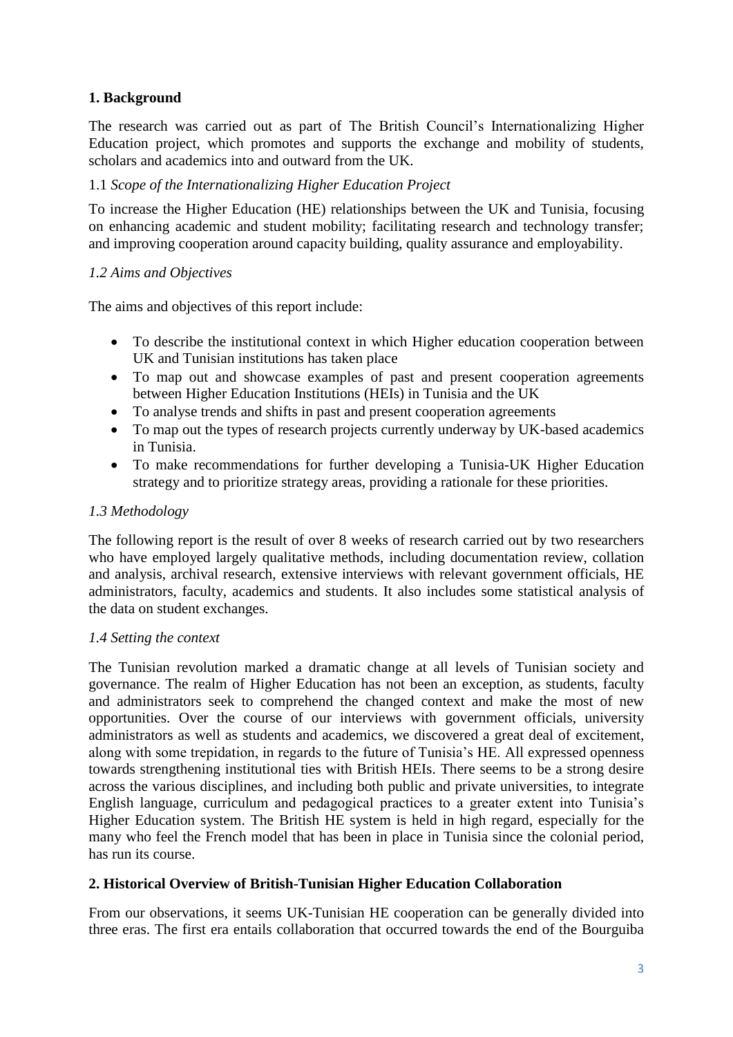## 1. Background

The research was carried out as part of The British Council's Internationalizing Higher Education project, which promotes and supports the exchange and mobility of students, scholars and academics into and outward from the UK.

### 1.1 *Scope of the Internationalizing Higher Education Project*

To increase the Higher Education (HE) relationships between the UK and Tunisia, focusing on enhancing academic and student mobility; facilitating research and technology transfer; and improving cooperation around capacity building, quality assurance and employability.

### *1.2 Aims and Objectives*

The aims and objectives of this report include:

- To describe the institutional context in which Higher education cooperation between UK and Tunisian institutions has taken place
- To map out and showcase examples of past and present cooperation agreements between Higher Education Institutions (HEIs) in Tunisia and the UK
- To analyse trends and shifts in past and present cooperation agreements
- To map out the types of research projects currently underway by UK-based academics in Tunisia.
- To make recommendations for further developing a Tunisia-UK Higher Education strategy and to prioritize strategy areas, providing a rationale for these priorities.

### *1.3 Methodology*

The following report is the result of over 8 weeks of research carried out by two researchers who have employed largely qualitative methods, including documentation review, collation and analysis, archival research, extensive interviews with relevant government officials, HE administrators, faculty, academics and students. It also includes some statistical analysis of the data on student exchanges.

### *1.4 Setting the context*

The Tunisian revolution marked a dramatic change at all levels of Tunisian society and governance. The realm of Higher Education has not been an exception, as students, faculty and administrators seek to comprehend the changed context and make the most of new opportunities. Over the course of our interviews with government officials, university administrators as well as students and academics, we discovered a great deal of excitement, along with some trepidation, in regards to the future of Tunisia's HE. All expressed openness towards strengthening institutional ties with British HEIs. There seems to be a strong desire across the various disciplines, and including both public and private universities, to integrate English language, curriculum and pedagogical practices to a greater extent into Tunisia's Higher Education system. The British HE system is held in high regard, especially for the many who feel the French model that has been in place in Tunisia since the colonial period, has run its course.

## 2. Historical Overview of British-Tunisian Higher Education Collaboration

From our observations, it seems UK-Tunisian HE cooperation can be generally divided into three eras. The first era entails collaboration that occurred towards the end of the Bourguiba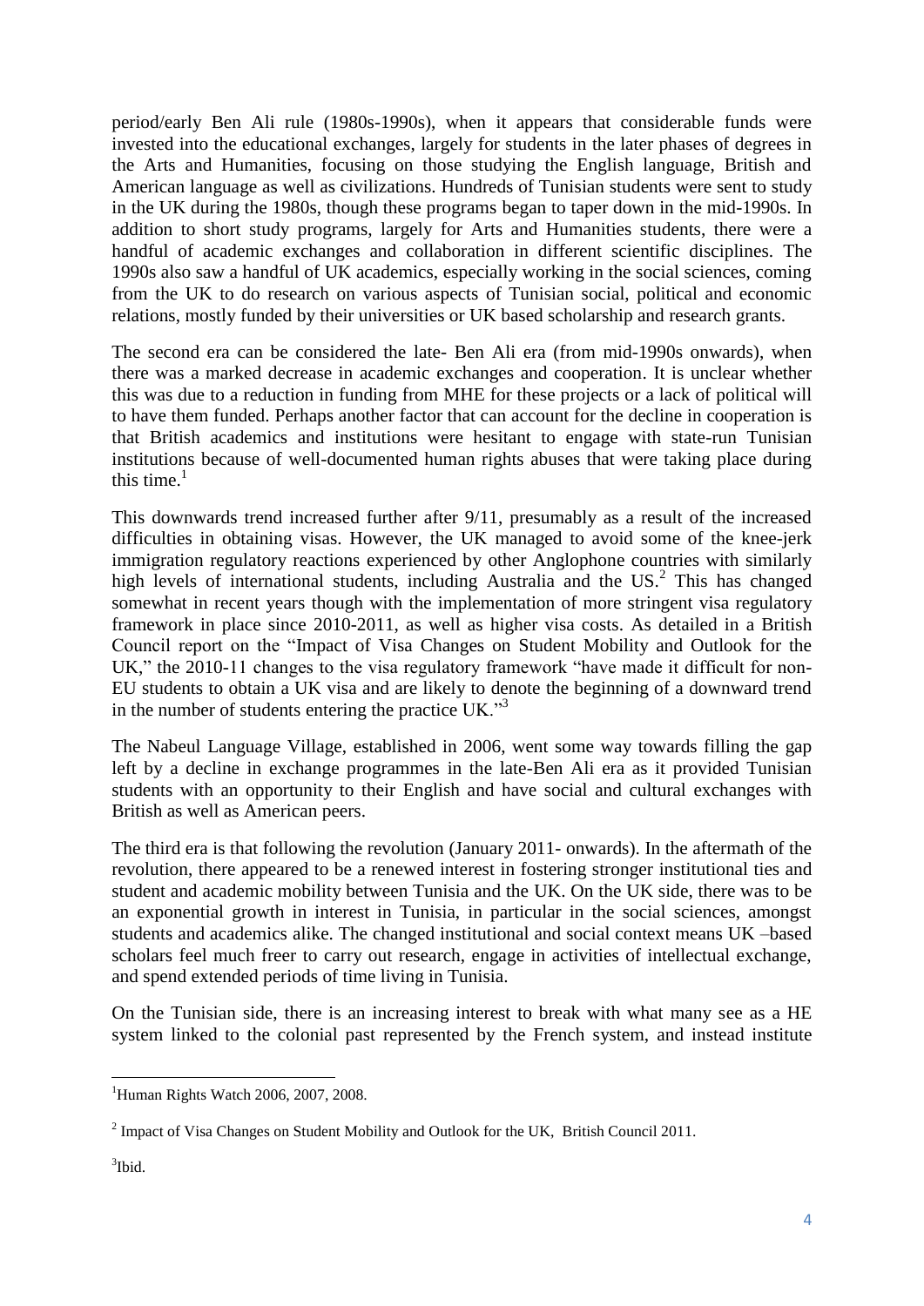period/early Ben Ali rule (1980s-1990s), when it appears that considerable funds were invested into the educational exchanges, largely for students in the later phases of degrees in the Arts and Humanities, focusing on those studying the English language, British and American language as well as civilizations. Hundreds of Tunisian students were sent to study in the UK during the 1980s, though these programs began to taper down in the mid-1990s. In addition to short study programs, largely for Arts and Humanities students, there were a handful of academic exchanges and collaboration in different scientific disciplines. The 1990s also saw a handful of UK academics, especially working in the social sciences, coming from the UK to do research on various aspects of Tunisian social, political and economic relations, mostly funded by their universities or UK based scholarship and research grants.

The second era can be considered the late- Ben Ali era (from mid-1990s onwards), when there was a marked decrease in academic exchanges and cooperation. It is unclear whether this was due to a reduction in funding from MHE for these projects or a lack of political will to have them funded. Perhaps another factor that can account for the decline in cooperation is that British academics and institutions were hesitant to engage with state-run Tunisian institutions because of well-documented human rights abuses that were taking place during this time.[1]

This downwards trend increased further after 9/11, presumably as a result of the increased difficulties in obtaining visas. However, the UK managed to avoid some of the knee-jerk immigration regulatory reactions experienced by other Anglophone countries with similarly high levels of international students, including Australia and the US.[2] This has changed somewhat in recent years though with the implementation of more stringent visa regulatory framework in place since 2010-2011, as well as higher visa costs. As detailed in a British Council report on the "Impact of Visa Changes on Student Mobility and Outlook for the UK," the 2010-11 changes to the visa regulatory framework "have made it difficult for non-EU students to obtain a UK visa and are likely to denote the beginning of a downward trend in the number of students entering the practice UK."[3]

The Nabeul Language Village, established in 2006, went some way towards filling the gap left by a decline in exchange programmes in the late-Ben Ali era as it provided Tunisian students with an opportunity to their English and have social and cultural exchanges with British as well as American peers.

The third era is that following the revolution (January 2011- onwards). In the aftermath of the revolution, there appeared to be a renewed interest in fostering stronger institutional ties and student and academic mobility between Tunisia and the UK. On the UK side, there was to be an exponential growth in interest in Tunisia, in particular in the social sciences, amongst students and academics alike. The changed institutional and social context means UK –based scholars feel much freer to carry out research, engage in activities of intellectual exchange, and spend extended periods of time living in Tunisia.

On the Tunisian side, there is an increasing interest to break with what many see as a HE system linked to the colonial past represented by the French system, and instead institute

---

[1] Human Rights Watch 2006, 2007, 2008.

[2] Impact of Visa Changes on Student Mobility and Outlook for the UK, British Council 2011.

[3] Ibid.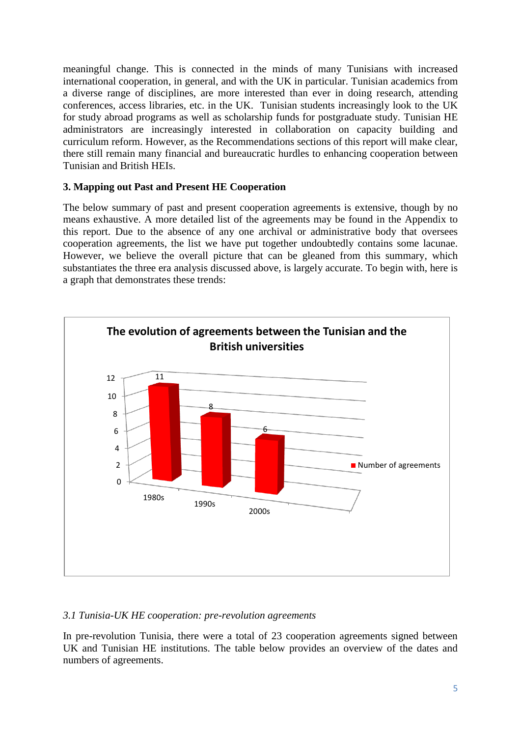meaningful change. This is connected in the minds of many Tunisians with increased international cooperation, in general, and with the UK in particular. Tunisian academics from a diverse range of disciplines, are more interested than ever in doing research, attending conferences, access libraries, etc. in the UK. Tunisian students increasingly look to the UK for study abroad programs as well as scholarship funds for postgraduate study. Tunisian HE administrators are increasingly interested in collaboration on capacity building and curriculum reform. However, as the Recommendations sections of this report will make clear, there still remain many financial and bureaucratic hurdles to enhancing cooperation between Tunisian and British HEIs.

**3. Mapping out Past and Present HE Cooperation**

The below summary of past and present cooperation agreements is extensive, though by no means exhaustive. A more detailed list of the agreements may be found in the Appendix to this report. Due to the absence of any one archival or administrative body that oversees cooperation agreements, the list we have put together undoubtedly contains some lacunae. However, we believe the overall picture that can be gleaned from this summary, which substantiates the three era analysis discussed above, is largely accurate. To begin with, here is a graph that demonstrates these trends:

**The evolution of agreements between the Tunisian and the British universities**

| | Number of agreements |
|---|---|
| 1980s | 11 |
| 1990s | 8 |
| 2000s | 6 |

*3.1 Tunisia-UK HE cooperation: pre-revolution agreements*

In pre-revolution Tunisia, there were a total of 23 cooperation agreements signed between UK and Tunisian HE institutions. The table below provides an overview of the dates and numbers of agreements.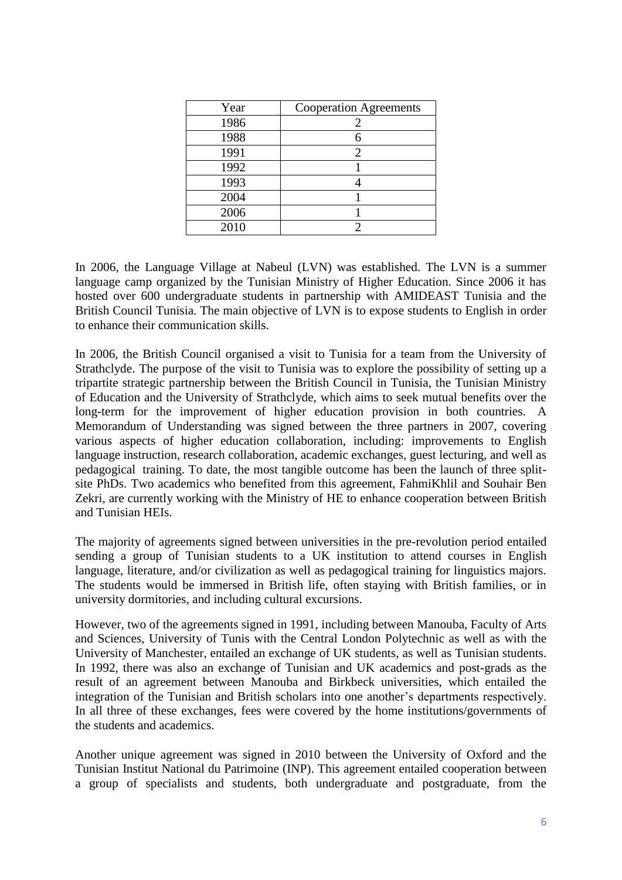| Year | Cooperation Agreements |
|---|---|
| 1986 | 2 |
| 1988 | 6 |
| 1991 | 2 |
| 1992 | 1 |
| 1993 | 4 |
| 2004 | 1 |
| 2006 | 1 |
| 2010 | 2 |

In 2006, the Language Village at Nabeul (LVN) was established. The LVN is a summer language camp organized by the Tunisian Ministry of Higher Education. Since 2006 it has hosted over 600 undergraduate students in partnership with AMIDEAST Tunisia and the British Council Tunisia. The main objective of LVN is to expose students to English in order to enhance their communication skills.

In 2006, the British Council organised a visit to Tunisia for a team from the University of Strathclyde. The purpose of the visit to Tunisia was to explore the possibility of setting up a tripartite strategic partnership between the British Council in Tunisia, the Tunisian Ministry of Education and the University of Strathclyde, which aims to seek mutual benefits over the long-term for the improvement of higher education provision in both countries. A Memorandum of Understanding was signed between the three partners in 2007, covering various aspects of higher education collaboration, including: improvements to English language instruction, research collaboration, academic exchanges, guest lecturing, and well as pedagogical training. To date, the most tangible outcome has been the launch of three split-site PhDs. Two academics who benefited from this agreement, FahmiKhlil and Souhair Ben Zekri, are currently working with the Ministry of HE to enhance cooperation between British and Tunisian HEIs.

The majority of agreements signed between universities in the pre-revolution period entailed sending a group of Tunisian students to a UK institution to attend courses in English language, literature, and/or civilization as well as pedagogical training for linguistics majors. The students would be immersed in British life, often staying with British families, or in university dormitories, and including cultural excursions.

However, two of the agreements signed in 1991, including between Manouba, Faculty of Arts and Sciences, University of Tunis with the Central London Polytechnic as well as with the University of Manchester, entailed an exchange of UK students, as well as Tunisian students. In 1992, there was also an exchange of Tunisian and UK academics and post-grads as the result of an agreement between Manouba and Birkbeck universities, which entailed the integration of the Tunisian and British scholars into one another's departments respectively. In all three of these exchanges, fees were covered by the home institutions/governments of the students and academics.

Another unique agreement was signed in 2010 between the University of Oxford and the Tunisian Institut National du Patrimoine (INP). This agreement entailed cooperation between a group of specialists and students, both undergraduate and postgraduate, from the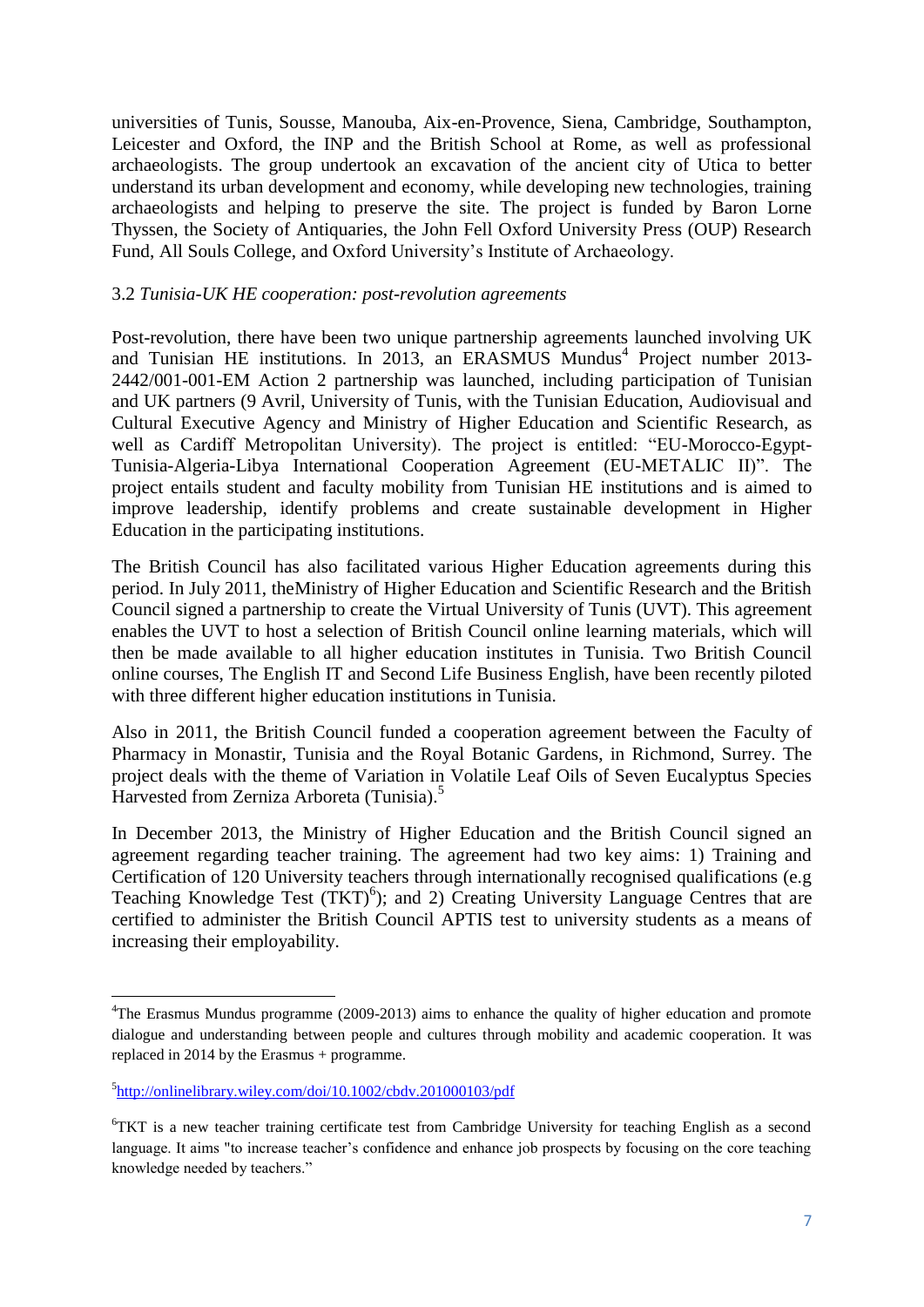universities of Tunis, Sousse, Manouba, Aix-en-Provence, Siena, Cambridge, Southampton, Leicester and Oxford, the INP and the British School at Rome, as well as professional archaeologists. The group undertook an excavation of the ancient city of Utica to better understand its urban development and economy, while developing new technologies, training archaeologists and helping to preserve the site. The project is funded by Baron Lorne Thyssen, the Society of Antiquaries, the John Fell Oxford University Press (OUP) Research Fund, All Souls College, and Oxford University's Institute of Archaeology.

### 3.2 *Tunisia-UK HE cooperation: post-revolution agreements*

Post-revolution, there have been two unique partnership agreements launched involving UK and Tunisian HE institutions. In 2013, an ERASMUS Mundus[4] Project number 2013-2442/001-001-EM Action 2 partnership was launched, including participation of Tunisian and UK partners (9 Avril, University of Tunis, with the Tunisian Education, Audiovisual and Cultural Executive Agency and Ministry of Higher Education and Scientific Research, as well as Cardiff Metropolitan University). The project is entitled: "EU-Morocco-Egypt-Tunisia-Algeria-Libya International Cooperation Agreement (EU-METALIC II)". The project entails student and faculty mobility from Tunisian HE institutions and is aimed to improve leadership, identify problems and create sustainable development in Higher Education in the participating institutions.

The British Council has also facilitated various Higher Education agreements during this period. In July 2011, theMinistry of Higher Education and Scientific Research and the British Council signed a partnership to create the Virtual University of Tunis (UVT). This agreement enables the UVT to host a selection of British Council online learning materials, which will then be made available to all higher education institutes in Tunisia. Two British Council online courses, The English IT and Second Life Business English, have been recently piloted with three different higher education institutions in Tunisia.

Also in 2011, the British Council funded a cooperation agreement between the Faculty of Pharmacy in Monastir, Tunisia and the Royal Botanic Gardens, in Richmond, Surrey. The project deals with the theme of Variation in Volatile Leaf Oils of Seven Eucalyptus Species Harvested from Zerniza Arboreta (Tunisia).[5]

In December 2013, the Ministry of Higher Education and the British Council signed an agreement regarding teacher training. The agreement had two key aims: 1) Training and Certification of 120 University teachers through internationally recognised qualifications (e.g Teaching Knowledge Test (TKT)[6]); and 2) Creating University Language Centres that are certified to administer the British Council APTIS test to university students as a means of increasing their employability.

---

[4] The Erasmus Mundus programme (2009-2013) aims to enhance the quality of higher education and promote dialogue and understanding between people and cultures through mobility and academic cooperation. It was replaced in 2014 by the Erasmus + programme.

[5] http://onlinelibrary.wiley.com/doi/10.1002/cbdv.201000103/pdf

[6] TKT is a new teacher training certificate test from Cambridge University for teaching English as a second language. It aims "to increase teacher's confidence and enhance job prospects by focusing on the core teaching knowledge needed by teachers."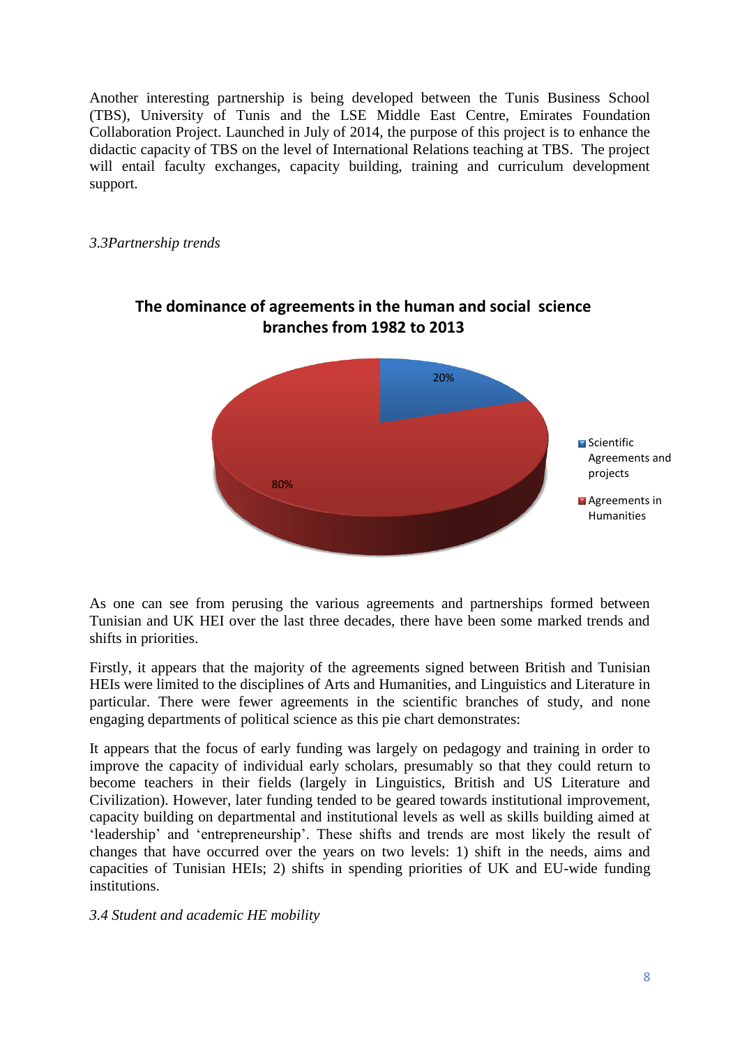Another interesting partnership is being developed between the Tunis Business School (TBS), University of Tunis and the LSE Middle East Centre, Emirates Foundation Collaboration Project. Launched in July of 2014, the purpose of this project is to enhance the didactic capacity of TBS on the level of International Relations teaching at TBS. The project will entail faculty exchanges, capacity building, training and curriculum development support.

*3.3Partnership trends*

**The dominance of agreements in the human and social science branches from 1982 to 2013**

20%

80%

Scientific Agreements and projects

Agreements in Humanities

As one can see from perusing the various agreements and partnerships formed between Tunisian and UK HEI over the last three decades, there have been some marked trends and shifts in priorities.

Firstly, it appears that the majority of the agreements signed between British and Tunisian HEIs were limited to the disciplines of Arts and Humanities, and Linguistics and Literature in particular. There were fewer agreements in the scientific branches of study, and none engaging departments of political science as this pie chart demonstrates:

It appears that the focus of early funding was largely on pedagogy and training in order to improve the capacity of individual early scholars, presumably so that they could return to become teachers in their fields (largely in Linguistics, British and US Literature and Civilization). However, later funding tended to be geared towards institutional improvement, capacity building on departmental and institutional levels as well as skills building aimed at 'leadership' and 'entrepreneurship'. These shifts and trends are most likely the result of changes that have occurred over the years on two levels: 1) shift in the needs, aims and capacities of Tunisian HEIs; 2) shifts in spending priorities of UK and EU-wide funding institutions.

*3.4 Student and academic HE mobility*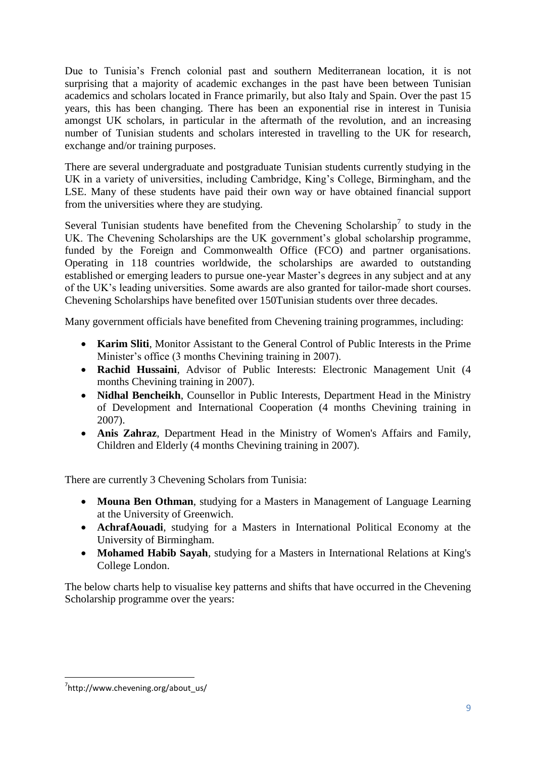Due to Tunisia's French colonial past and southern Mediterranean location, it is not surprising that a majority of academic exchanges in the past have been between Tunisian academics and scholars located in France primarily, but also Italy and Spain. Over the past 15 years, this has been changing. There has been an exponential rise in interest in Tunisia amongst UK scholars, in particular in the aftermath of the revolution, and an increasing number of Tunisian students and scholars interested in travelling to the UK for research, exchange and/or training purposes.

There are several undergraduate and postgraduate Tunisian students currently studying in the UK in a variety of universities, including Cambridge, King's College, Birmingham, and the LSE. Many of these students have paid their own way or have obtained financial support from the universities where they are studying.

Several Tunisian students have benefited from the Chevening Scholarship[7] to study in the UK. The Chevening Scholarships are the UK government's global scholarship programme, funded by the Foreign and Commonwealth Office (FCO) and partner organisations. Operating in 118 countries worldwide, the scholarships are awarded to outstanding established or emerging leaders to pursue one-year Master's degrees in any subject and at any of the UK's leading universities. Some awards are also granted for tailor-made short courses. Chevening Scholarships have benefited over 150Tunisian students over three decades.

Many government officials have benefited from Chevening training programmes, including:

- **Karim Sliti**, Monitor Assistant to the General Control of Public Interests in the Prime Minister's office (3 months Chevining training in 2007).
- **Rachid Hussaini**, Advisor of Public Interests: Electronic Management Unit (4 months Chevining training in 2007).
- **Nidhal Bencheikh**, Counsellor in Public Interests, Department Head in the Ministry of Development and International Cooperation (4 months Chevining training in 2007).
- **Anis Zahraz**, Department Head in the Ministry of Women's Affairs and Family, Children and Elderly (4 months Chevining training in 2007).

There are currently 3 Chevening Scholars from Tunisia:

- **Mouna Ben Othman**, studying for a Masters in Management of Language Learning at the University of Greenwich.
- **AchrafAouadi**, studying for a Masters in International Political Economy at the University of Birmingham.
- **Mohamed Habib Sayah**, studying for a Masters in International Relations at King's College London.

The below charts help to visualise key patterns and shifts that have occurred in the Chevening Scholarship programme over the years:

[7] http://www.chevening.org/about_us/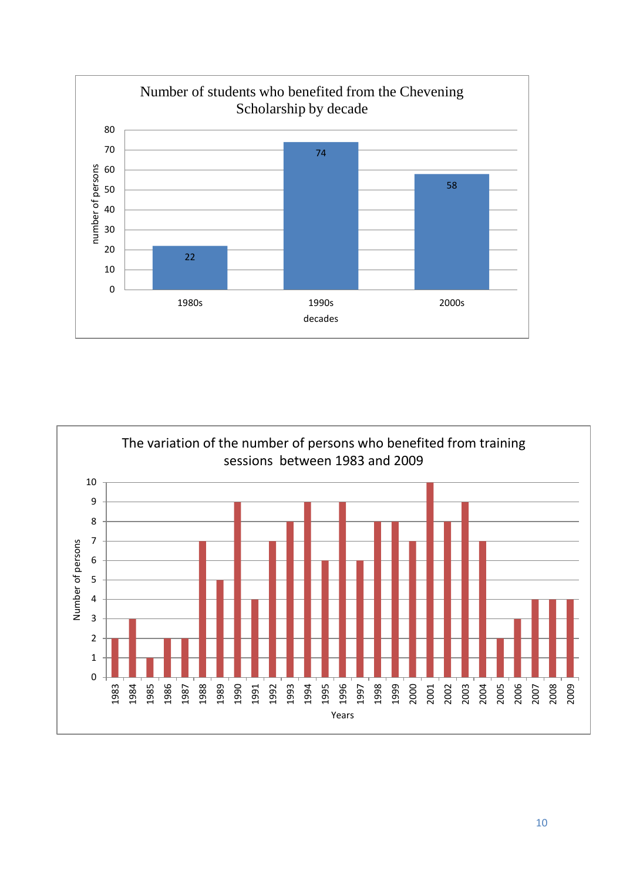**Number of students who benefited from the Chevening Scholarship by decade**

| decades | number of persons |
|---|---|
| 1980s | 22 |
| 1990s | 74 |
| 2000s | 58 |

**The variation of the number of persons who benefited from training sessions between 1983 and 2009**

| Years | Number of persons |
|---|---|
| 1983 | 2 |
| 1984 | 3 |
| 1985 | 1 |
| 1986 | 2 |
| 1987 | 2 |
| 1988 | 7 |
| 1989 | 5 |
| 1990 | 9 |
| 1991 | 4 |
| 1992 | 7 |
| 1993 | 8 |
| 1994 | 9 |
| 1995 | 6 |
| 1996 | 9 |
| 1997 | 6 |
| 1998 | 8 |
| 1999 | 8 |
| 2000 | 7 |
| 2001 | 10 |
| 2002 | 8 |
| 2003 | 9 |
| 2004 | 7 |
| 2005 | 2 |
| 2006 | 3 |
| 2007 | 4 |
| 2008 | 4 |
| 2009 | 4 |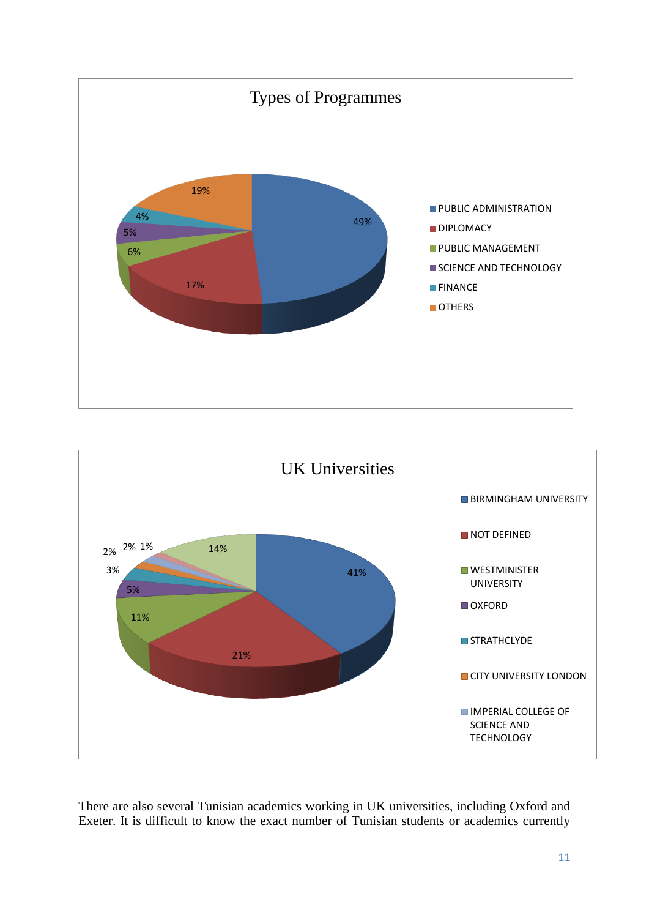Types of Programmes

- PUBLIC ADMINISTRATION 49%
- DIPLOMACY 17%
- PUBLIC MANAGEMENT 6%
- SCIENCE AND TECHNOLOGY 5%
- FINANCE 4%
- OTHERS 19%

UK Universities

- BIRMINGHAM UNIVERSITY 41%
- NOT DEFINED 21%
- WESTMINISTER UNIVERSITY 11%
- OXFORD 5%
- STRATHCLYDE 3%
- CITY UNIVERSITY LONDON 2%
- IMPERIAL COLLEGE OF SCIENCE AND TECHNOLOGY 2%
- 1%
- 14%

There are also several Tunisian academics working in UK universities, including Oxford and Exeter. It is difficult to know the exact number of Tunisian students or academics currently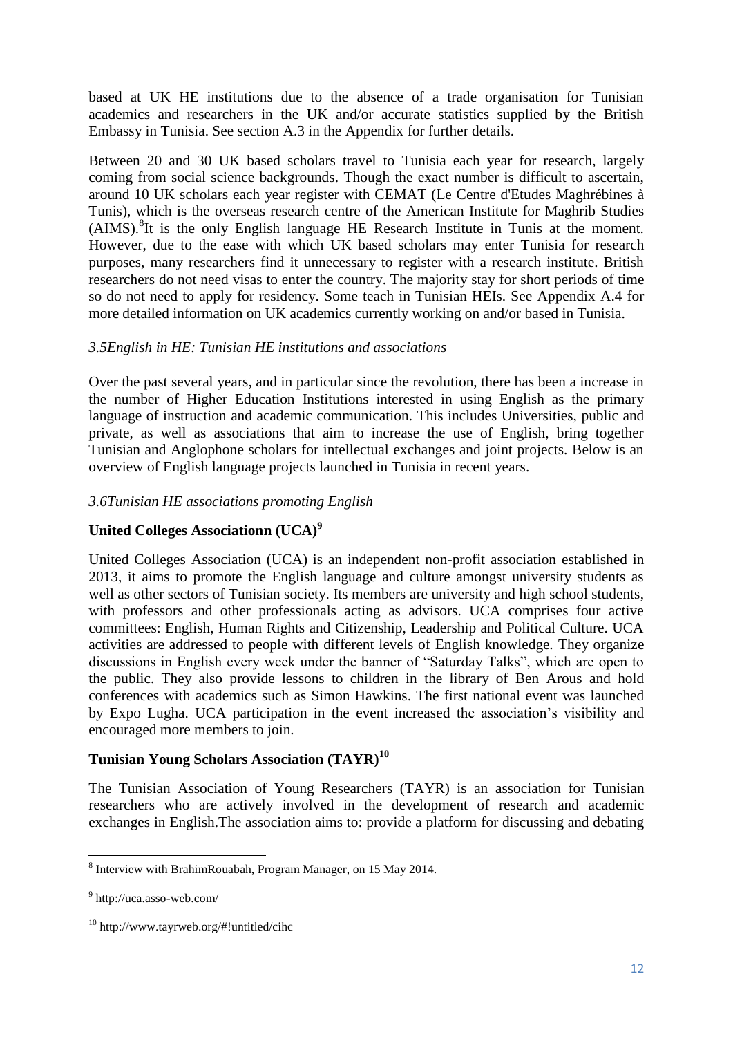based at UK HE institutions due to the absence of a trade organisation for Tunisian academics and researchers in the UK and/or accurate statistics supplied by the British Embassy in Tunisia. See section A.3 in the Appendix for further details.

Between 20 and 30 UK based scholars travel to Tunisia each year for research, largely coming from social science backgrounds. Though the exact number is difficult to ascertain, around 10 UK scholars each year register with CEMAT (Le Centre d'Etudes Maghrébines à Tunis), which is the overseas research centre of the American Institute for Maghrib Studies (AIMS).[8]It is the only English language HE Research Institute in Tunis at the moment. However, due to the ease with which UK based scholars may enter Tunisia for research purposes, many researchers find it unnecessary to register with a research institute. British researchers do not need visas to enter the country. The majority stay for short periods of time so do not need to apply for residency. Some teach in Tunisian HEIs. See Appendix A.4 for more detailed information on UK academics currently working on and/or based in Tunisia.

### *3.5English in HE: Tunisian HE institutions and associations*

Over the past several years, and in particular since the revolution, there has been a increase in the number of Higher Education Institutions interested in using English as the primary language of instruction and academic communication. This includes Universities, public and private, as well as associations that aim to increase the use of English, bring together Tunisian and Anglophone scholars for intellectual exchanges and joint projects. Below is an overview of English language projects launched in Tunisia in recent years.

### *3.6Tunisian HE associations promoting English*

**United Colleges Associationn (UCA)[9]**

United Colleges Association (UCA) is an independent non-profit association established in 2013, it aims to promote the English language and culture amongst university students as well as other sectors of Tunisian society. Its members are university and high school students, with professors and other professionals acting as advisors. UCA comprises four active committees: English, Human Rights and Citizenship, Leadership and Political Culture. UCA activities are addressed to people with different levels of English knowledge. They organize discussions in English every week under the banner of "Saturday Talks", which are open to the public. They also provide lessons to children in the library of Ben Arous and hold conferences with academics such as Simon Hawkins. The first national event was launched by Expo Lugha. UCA participation in the event increased the association's visibility and encouraged more members to join.

**Tunisian Young Scholars Association (TAYR)[10]**

The Tunisian Association of Young Researchers (TAYR) is an association for Tunisian researchers who are actively involved in the development of research and academic exchanges in English.The association aims to: provide a platform for discussing and debating

---

[8] Interview with BrahimRouabah, Program Manager, on 15 May 2014.

[9] http://uca.asso-web.com/

[10] http://www.tayrweb.org/#!untitled/cihc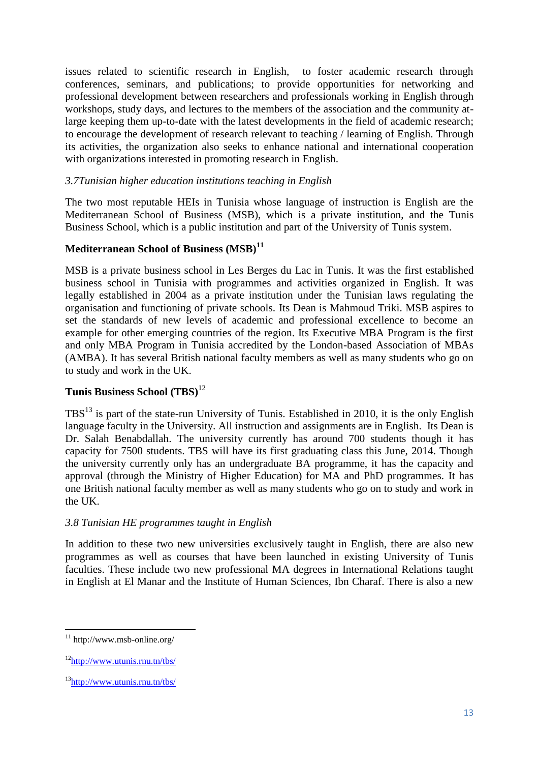issues related to scientific research in English, to foster academic research through conferences, seminars, and publications; to provide opportunities for networking and professional development between researchers and professionals working in English through workshops, study days, and lectures to the members of the association and the community at-large keeping them up-to-date with the latest developments in the field of academic research; to encourage the development of research relevant to teaching / learning of English. Through its activities, the organization also seeks to enhance national and international cooperation with organizations interested in promoting research in English.

*3.7Tunisian higher education institutions teaching in English*

The two most reputable HEIs in Tunisia whose language of instruction is English are the Mediterranean School of Business (MSB), which is a private institution, and the Tunis Business School, which is a public institution and part of the University of Tunis system.

**Mediterranean School of Business (MSB)**[11]

MSB is a private business school in Les Berges du Lac in Tunis. It was the first established business school in Tunisia with programmes and activities organized in English. It was legally established in 2004 as a private institution under the Tunisian laws regulating the organisation and functioning of private schools. Its Dean is Mahmoud Triki. MSB aspires to set the standards of new levels of academic and professional excellence to become an example for other emerging countries of the region. Its Executive MBA Program is the first and only MBA Program in Tunisia accredited by the London-based Association of MBAs (AMBA). It has several British national faculty members as well as many students who go on to study and work in the UK.

**Tunis Business School (TBS)**[12]

TBS[13] is part of the state-run University of Tunis. Established in 2010, it is the only English language faculty in the University. All instruction and assignments are in English. Its Dean is Dr. Salah Benabdallah. The university currently has around 700 students though it has capacity for 7500 students. TBS will have its first graduating class this June, 2014. Though the university currently only has an undergraduate BA programme, it has the capacity and approval (through the Ministry of Higher Education) for MA and PhD programmes. It has one British national faculty member as well as many students who go on to study and work in the UK.

*3.8 Tunisian HE programmes taught in English*

In addition to these two new universities exclusively taught in English, there are also new programmes as well as courses that have been launched in existing University of Tunis faculties. These include two new professional MA degrees in International Relations taught in English at El Manar and the Institute of Human Sciences, Ibn Charaf. There is also a new

---

[11] http://www.msb-online.org/

[12] http://www.utunis.rnu.tn/tbs/

[13] http://www.utunis.rnu.tn/tbs/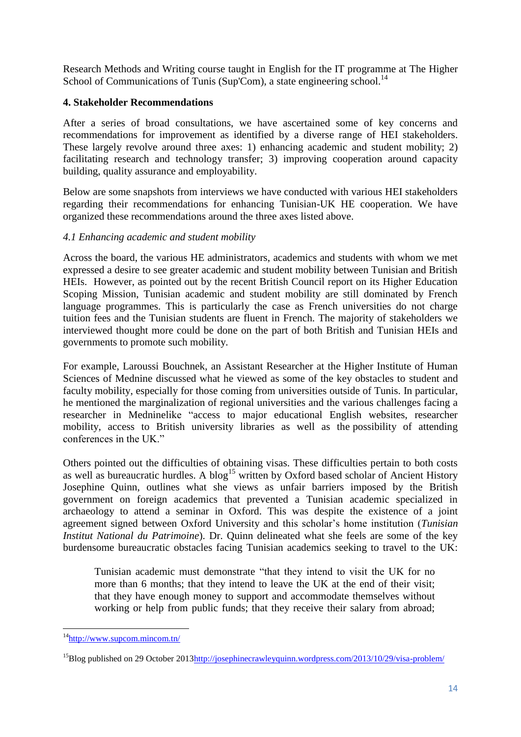Research Methods and Writing course taught in English for the IT programme at The Higher School of Communications of Tunis (Sup'Com), a state engineering school.[14]

### 4. Stakeholder Recommendations

After a series of broad consultations, we have ascertained some of key concerns and recommendations for improvement as identified by a diverse range of HEI stakeholders. These largely revolve around three axes: 1) enhancing academic and student mobility; 2) facilitating research and technology transfer; 3) improving cooperation around capacity building, quality assurance and employability.

Below are some snapshots from interviews we have conducted with various HEI stakeholders regarding their recommendations for enhancing Tunisian-UK HE cooperation. We have organized these recommendations around the three axes listed above.

#### *4.1 Enhancing academic and student mobility*

Across the board, the various HE administrators, academics and students with whom we met expressed a desire to see greater academic and student mobility between Tunisian and British HEIs. However, as pointed out by the recent British Council report on its Higher Education Scoping Mission, Tunisian academic and student mobility are still dominated by French language programmes. This is particularly the case as French universities do not charge tuition fees and the Tunisian students are fluent in French. The majority of stakeholders we interviewed thought more could be done on the part of both British and Tunisian HEIs and governments to promote such mobility.

For example, Laroussi Bouchnek, an Assistant Researcher at the Higher Institute of Human Sciences of Mednine discussed what he viewed as some of the key obstacles to student and faculty mobility, especially for those coming from universities outside of Tunis. In particular, he mentioned the marginalization of regional universities and the various challenges facing a researcher in Medininelike "access to major educational English websites, researcher mobility, access to British university libraries as well as the possibility of attending conferences in the UK."

Others pointed out the difficulties of obtaining visas. These difficulties pertain to both costs as well as bureaucratic hurdles. A blog[15] written by Oxford based scholar of Ancient History Josephine Quinn, outlines what she views as unfair barriers imposed by the British government on foreign academics that prevented a Tunisian academic specialized in archaeology to attend a seminar in Oxford. This was despite the existence of a joint agreement signed between Oxford University and this scholar's home institution (*Tunisian Institut National du Patrimoine*). Dr. Quinn delineated what she feels are some of the key burdensome bureaucratic obstacles facing Tunisian academics seeking to travel to the UK:

> Tunisian academic must demonstrate "that they intend to visit the UK for no more than 6 months; that they intend to leave the UK at the end of their visit; that they have enough money to support and accommodate themselves without working or help from public funds; that they receive their salary from abroad;

---

[14] http://www.supcom.mincom.tn/

[15] Blog published on 29 October 2013 http://josephinecrawleyquinn.wordpress.com/2013/10/29/visa-problem/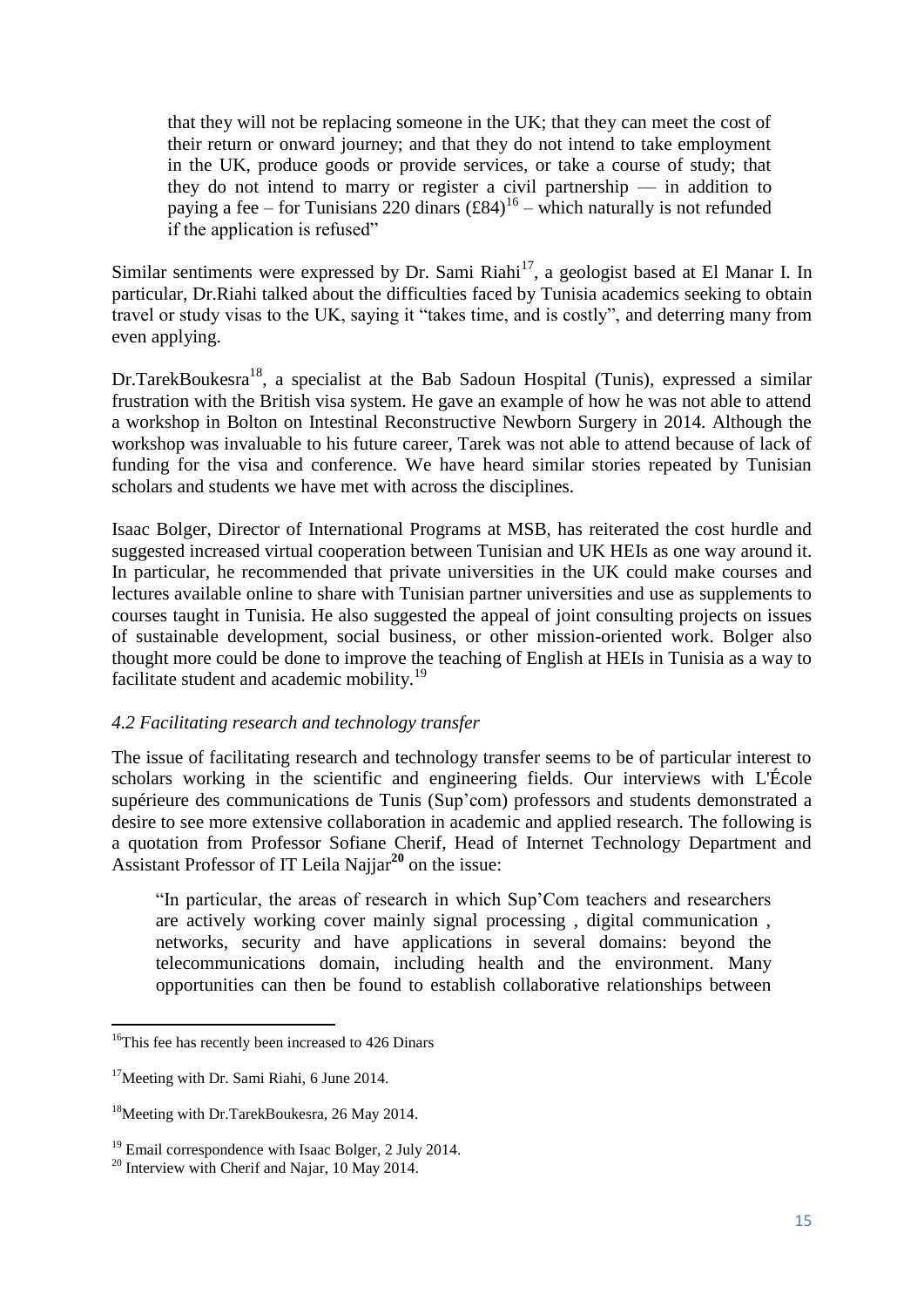> that they will not be replacing someone in the UK; that they can meet the cost of their return or onward journey; and that they do not intend to take employment in the UK, produce goods or provide services, or take a course of study; that they do not intend to marry or register a civil partnership — in addition to paying a fee – for Tunisians 220 dinars (£84)[16] – which naturally is not refunded if the application is refused"

Similar sentiments were expressed by Dr. Sami Riahi[17], a geologist based at El Manar I. In particular, Dr.Riahi talked about the difficulties faced by Tunisia academics seeking to obtain travel or study visas to the UK, saying it "takes time, and is costly", and deterring many from even applying.

Dr.TarekBoukesra[18], a specialist at the Bab Sadoun Hospital (Tunis), expressed a similar frustration with the British visa system. He gave an example of how he was not able to attend a workshop in Bolton on Intestinal Reconstructive Newborn Surgery in 2014. Although the workshop was invaluable to his future career, Tarek was not able to attend because of lack of funding for the visa and conference. We have heard similar stories repeated by Tunisian scholars and students we have met with across the disciplines.

Isaac Bolger, Director of International Programs at MSB, has reiterated the cost hurdle and suggested increased virtual cooperation between Tunisian and UK HEIs as one way around it. In particular, he recommended that private universities in the UK could make courses and lectures available online to share with Tunisian partner universities and use as supplements to courses taught in Tunisia. He also suggested the appeal of joint consulting projects on issues of sustainable development, social business, or other mission-oriented work. Bolger also thought more could be done to improve the teaching of English at HEIs in Tunisia as a way to facilitate student and academic mobility.[19]

### *4.2 Facilitating research and technology transfer*

The issue of facilitating research and technology transfer seems to be of particular interest to scholars working in the scientific and engineering fields. Our interviews with L'École supérieure des communications de Tunis (Sup'com) professors and students demonstrated a desire to see more extensive collaboration in academic and applied research. The following is a quotation from Professor Sofiane Cherif, Head of Internet Technology Department and Assistant Professor of IT Leila Najjar[20] on the issue:

> "In particular, the areas of research in which Sup'Com teachers and researchers are actively working cover mainly signal processing , digital communication , networks, security and have applications in several domains: beyond the telecommunications domain, including health and the environment. Many opportunities can then be found to establish collaborative relationships between

---

[16]This fee has recently been increased to 426 Dinars

[17]Meeting with Dr. Sami Riahi, 6 June 2014.

[18]Meeting with Dr.TarekBoukesra, 26 May 2014.

[19] Email correspondence with Isaac Bolger, 2 July 2014.

[20] Interview with Cherif and Najar, 10 May 2014.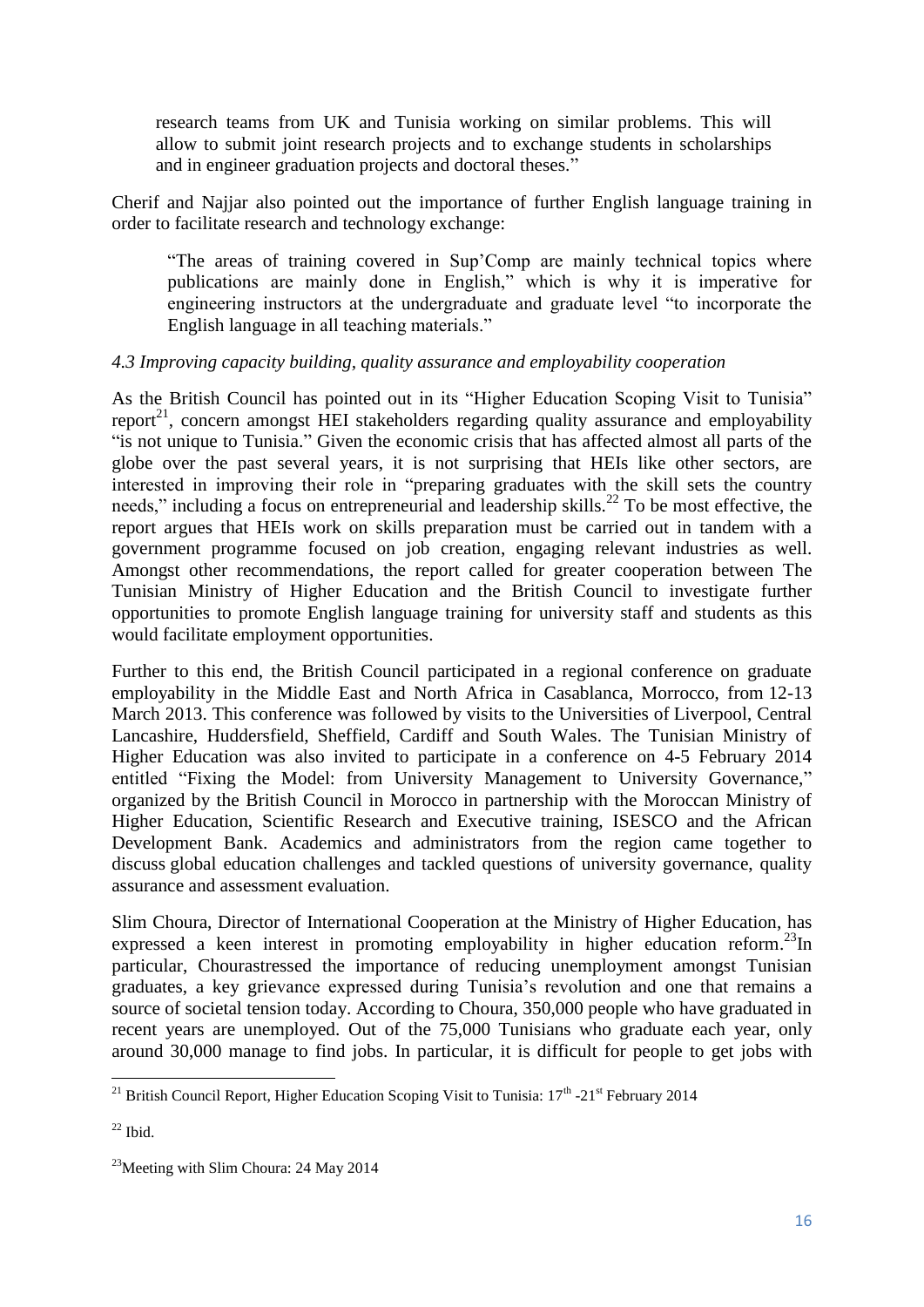research teams from UK and Tunisia working on similar problems. This will allow to submit joint research projects and to exchange students in scholarships and in engineer graduation projects and doctoral theses."

Cherif and Najjar also pointed out the importance of further English language training in order to facilitate research and technology exchange:

> "The areas of training covered in Sup'Comp are mainly technical topics where publications are mainly done in English," which is why it is imperative for engineering instructors at the undergraduate and graduate level "to incorporate the English language in all teaching materials."

### *4.3 Improving capacity building, quality assurance and employability cooperation*

As the British Council has pointed out in its "Higher Education Scoping Visit to Tunisia" report[21], concern amongst HEI stakeholders regarding quality assurance and employability "is not unique to Tunisia." Given the economic crisis that has affected almost all parts of the globe over the past several years, it is not surprising that HEIs like other sectors, are interested in improving their role in "preparing graduates with the skill sets the country needs," including a focus on entrepreneurial and leadership skills.[22] To be most effective, the report argues that HEIs work on skills preparation must be carried out in tandem with a government programme focused on job creation, engaging relevant industries as well. Amongst other recommendations, the report called for greater cooperation between The Tunisian Ministry of Higher Education and the British Council to investigate further opportunities to promote English language training for university staff and students as this would facilitate employment opportunities.

Further to this end, the British Council participated in a regional conference on graduate employability in the Middle East and North Africa in Casablanca, Morrocco, from 12-13 March 2013. This conference was followed by visits to the Universities of Liverpool, Central Lancashire, Huddersfield, Sheffield, Cardiff and South Wales. The Tunisian Ministry of Higher Education was also invited to participate in a conference on 4-5 February 2014 entitled "Fixing the Model: from University Management to University Governance," organized by the British Council in Morocco in partnership with the Moroccan Ministry of Higher Education, Scientific Research and Executive training, ISESCO and the African Development Bank. Academics and administrators from the region came together to discuss global education challenges and tackled questions of university governance, quality assurance and assessment evaluation.

Slim Choura, Director of International Cooperation at the Ministry of Higher Education, has expressed a keen interest in promoting employability in higher education reform.[23]In particular, Chourastressed the importance of reducing unemployment amongst Tunisian graduates, a key grievance expressed during Tunisia's revolution and one that remains a source of societal tension today. According to Choura, 350,000 people who have graduated in recent years are unemployed. Out of the 75,000 Tunisians who graduate each year, only around 30,000 manage to find jobs. In particular, it is difficult for people to get jobs with

---

[21] British Council Report, Higher Education Scoping Visit to Tunisia: 17th -21st February 2014

[22] Ibid.

[23]Meeting with Slim Choura: 24 May 2014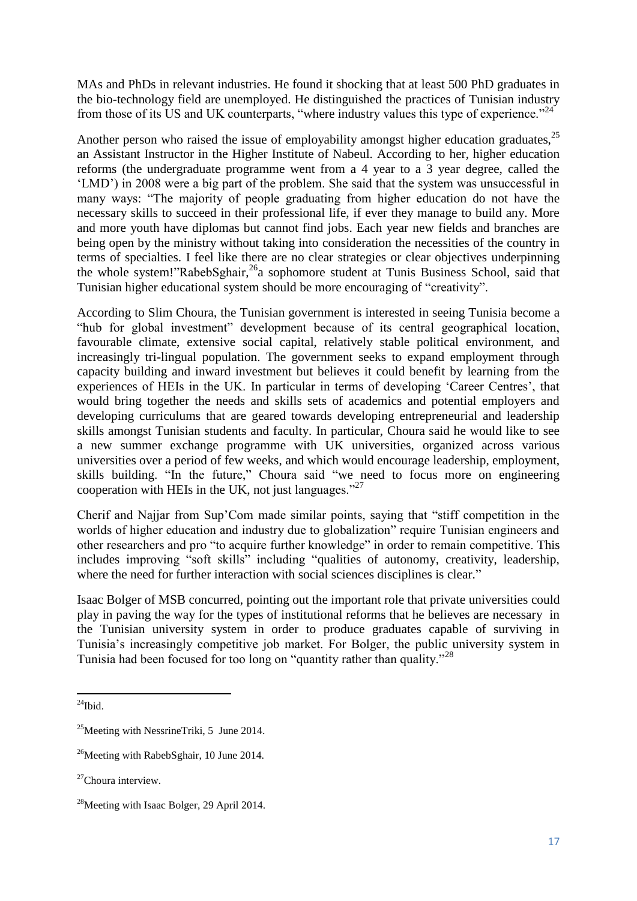MAs and PhDs in relevant industries. He found it shocking that at least 500 PhD graduates in the bio-technology field are unemployed. He distinguished the practices of Tunisian industry from those of its US and UK counterparts, "where industry values this type of experience."[24]

Another person who raised the issue of employability amongst higher education graduates,[25] an Assistant Instructor in the Higher Institute of Nabeul. According to her, higher education reforms (the undergraduate programme went from a 4 year to a 3 year degree, called the 'LMD') in 2008 were a big part of the problem. She said that the system was unsuccessful in many ways: "The majority of people graduating from higher education do not have the necessary skills to succeed in their professional life, if ever they manage to build any. More and more youth have diplomas but cannot find jobs. Each year new fields and branches are being open by the ministry without taking into consideration the necessities of the country in terms of specialties. I feel like there are no clear strategies or clear objectives underpinning the whole system!"RabebSghair,[26]a sophomore student at Tunis Business School, said that Tunisian higher educational system should be more encouraging of "creativity".

According to Slim Choura, the Tunisian government is interested in seeing Tunisia become a "hub for global investment" development because of its central geographical location, favourable climate, extensive social capital, relatively stable political environment, and increasingly tri-lingual population. The government seeks to expand employment through capacity building and inward investment but believes it could benefit by learning from the experiences of HEIs in the UK. In particular in terms of developing 'Career Centres', that would bring together the needs and skills sets of academics and potential employers and developing curriculums that are geared towards developing entrepreneurial and leadership skills amongst Tunisian students and faculty. In particular, Choura said he would like to see a new summer exchange programme with UK universities, organized across various universities over a period of few weeks, and which would encourage leadership, employment, skills building. "In the future," Choura said "we need to focus more on engineering cooperation with HEIs in the UK, not just languages."[27]

Cherif and Najjar from Sup'Com made similar points, saying that "stiff competition in the worlds of higher education and industry due to globalization" require Tunisian engineers and other researchers and pro "to acquire further knowledge" in order to remain competitive. This includes improving "soft skills" including "qualities of autonomy, creativity, leadership, where the need for further interaction with social sciences disciplines is clear."

Isaac Bolger of MSB concurred, pointing out the important role that private universities could play in paving the way for the types of institutional reforms that he believes are necessary in the Tunisian university system in order to produce graduates capable of surviving in Tunisia's increasingly competitive job market. For Bolger, the public university system in Tunisia had been focused for too long on "quantity rather than quality."[28]

---

[24]Ibid.

[25]Meeting with NessrineTriki, 5 June 2014.

[26]Meeting with RabebSghair, 10 June 2014.

[27]Choura interview.

[28]Meeting with Isaac Bolger, 29 April 2014.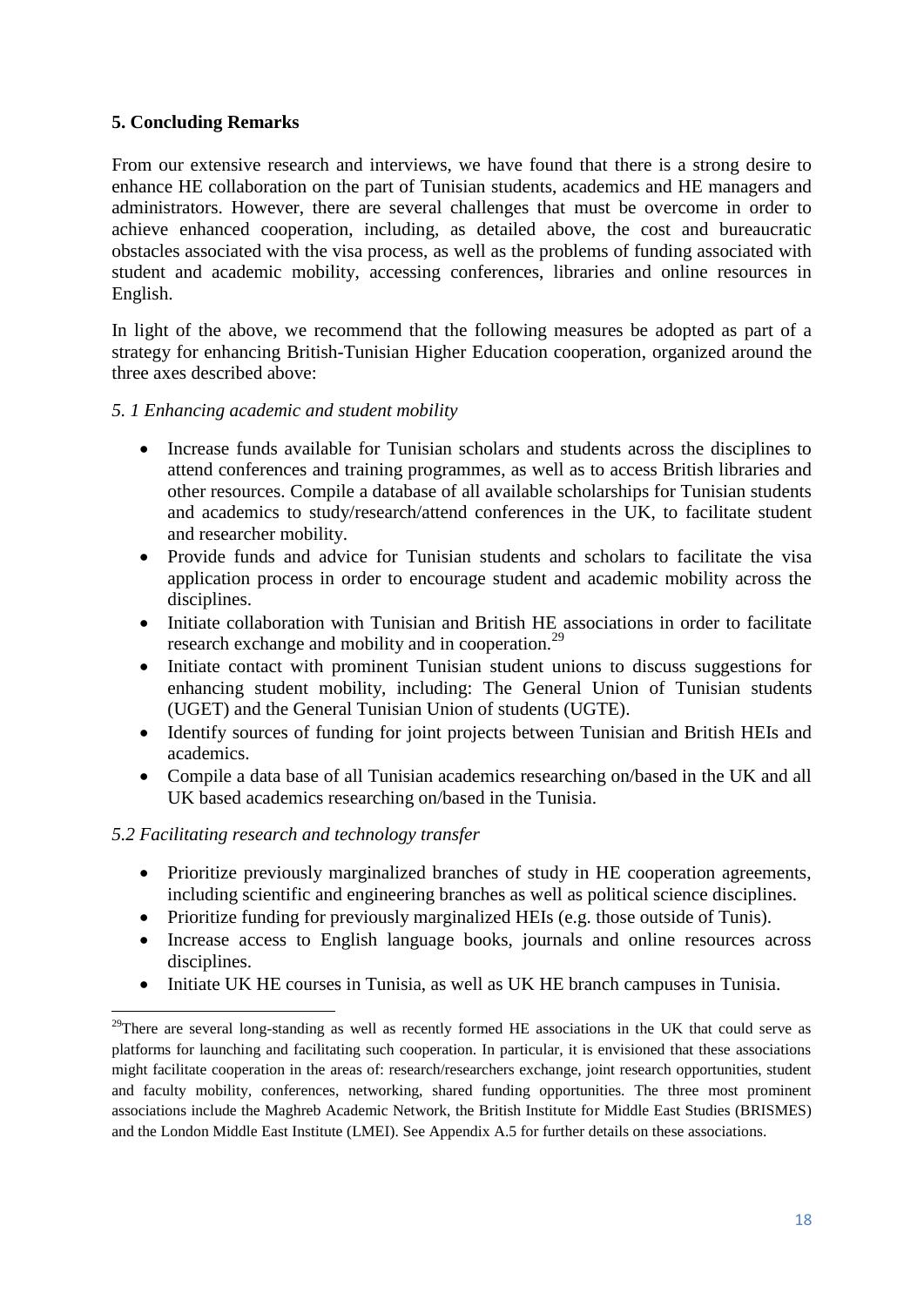## 5. Concluding Remarks

From our extensive research and interviews, we have found that there is a strong desire to enhance HE collaboration on the part of Tunisian students, academics and HE managers and administrators. However, there are several challenges that must be overcome in order to achieve enhanced cooperation, including, as detailed above, the cost and bureaucratic obstacles associated with the visa process, as well as the problems of funding associated with student and academic mobility, accessing conferences, libraries and online resources in English.

In light of the above, we recommend that the following measures be adopted as part of a strategy for enhancing British-Tunisian Higher Education cooperation, organized around the three axes described above:

### *5. 1 Enhancing academic and student mobility*

- Increase funds available for Tunisian scholars and students across the disciplines to attend conferences and training programmes, as well as to access British libraries and other resources. Compile a database of all available scholarships for Tunisian students and academics to study/research/attend conferences in the UK, to facilitate student and researcher mobility.
- Provide funds and advice for Tunisian students and scholars to facilitate the visa application process in order to encourage student and academic mobility across the disciplines.
- Initiate collaboration with Tunisian and British HE associations in order to facilitate research exchange and mobility and in cooperation.[29]
- Initiate contact with prominent Tunisian student unions to discuss suggestions for enhancing student mobility, including: The General Union of Tunisian students (UGET) and the General Tunisian Union of students (UGTE).
- Identify sources of funding for joint projects between Tunisian and British HEIs and academics.
- Compile a data base of all Tunisian academics researching on/based in the UK and all UK based academics researching on/based in the Tunisia.

### *5.2 Facilitating research and technology transfer*

- Prioritize previously marginalized branches of study in HE cooperation agreements, including scientific and engineering branches as well as political science disciplines.
- Prioritize funding for previously marginalized HEIs (e.g. those outside of Tunis).
- Increase access to English language books, journals and online resources across disciplines.
- Initiate UK HE courses in Tunisia, as well as UK HE branch campuses in Tunisia.

---

[29] There are several long-standing as well as recently formed HE associations in the UK that could serve as platforms for launching and facilitating such cooperation. In particular, it is envisioned that these associations might facilitate cooperation in the areas of: research/researchers exchange, joint research opportunities, student and faculty mobility, conferences, networking, shared funding opportunities. The three most prominent associations include the Maghreb Academic Network, the British Institute for Middle East Studies (BRISMES) and the London Middle East Institute (LMEI). See Appendix A.5 for further details on these associations.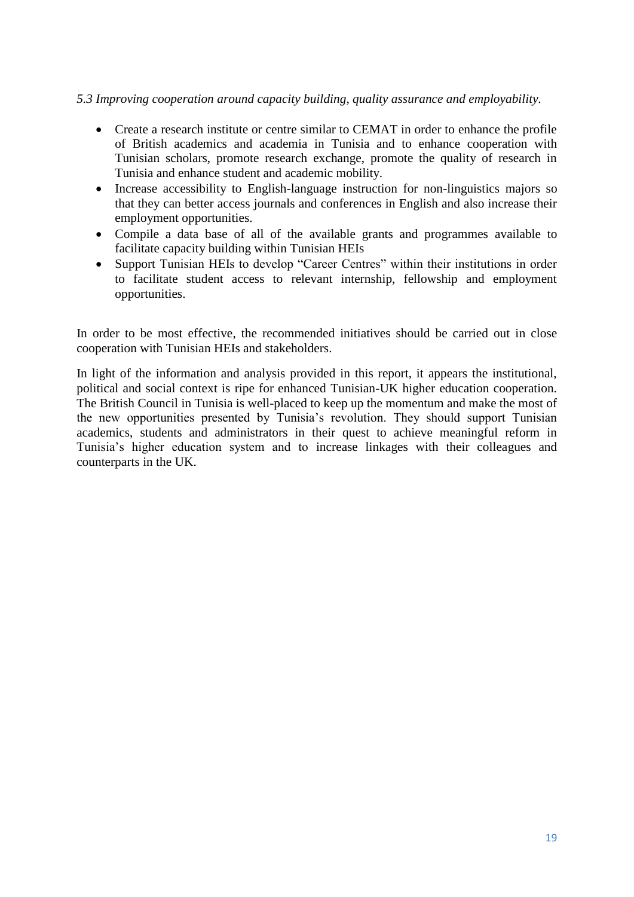### *5.3 Improving cooperation around capacity building, quality assurance and employability.*

- Create a research institute or centre similar to CEMAT in order to enhance the profile of British academics and academia in Tunisia and to enhance cooperation with Tunisian scholars, promote research exchange, promote the quality of research in Tunisia and enhance student and academic mobility.
- Increase accessibility to English-language instruction for non-linguistics majors so that they can better access journals and conferences in English and also increase their employment opportunities.
- Compile a data base of all of the available grants and programmes available to facilitate capacity building within Tunisian HEIs
- Support Tunisian HEIs to develop "Career Centres" within their institutions in order to facilitate student access to relevant internship, fellowship and employment opportunities.

In order to be most effective, the recommended initiatives should be carried out in close cooperation with Tunisian HEIs and stakeholders.

In light of the information and analysis provided in this report, it appears the institutional, political and social context is ripe for enhanced Tunisian-UK higher education cooperation. The British Council in Tunisia is well-placed to keep up the momentum and make the most of the new opportunities presented by Tunisia's revolution. They should support Tunisian academics, students and administrators in their quest to achieve meaningful reform in Tunisia's higher education system and to increase linkages with their colleagues and counterparts in the UK.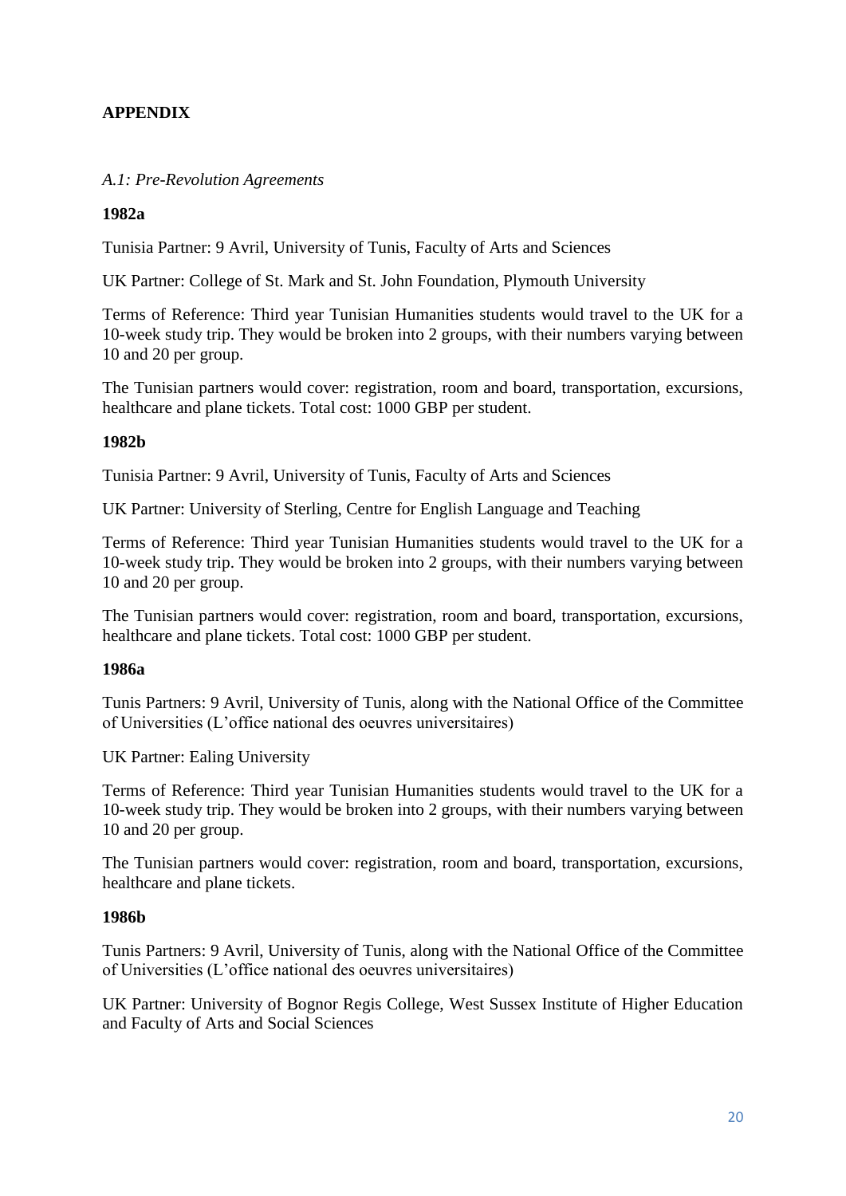## APPENDIX

*A.1: Pre-Revolution Agreements*

**1982a**

Tunisia Partner: 9 Avril, University of Tunis, Faculty of Arts and Sciences

UK Partner: College of St. Mark and St. John Foundation, Plymouth University

Terms of Reference: Third year Tunisian Humanities students would travel to the UK for a 10-week study trip. They would be broken into 2 groups, with their numbers varying between 10 and 20 per group.

The Tunisian partners would cover: registration, room and board, transportation, excursions, healthcare and plane tickets. Total cost: 1000 GBP per student.

**1982b**

Tunisia Partner: 9 Avril, University of Tunis, Faculty of Arts and Sciences

UK Partner: University of Sterling, Centre for English Language and Teaching

Terms of Reference: Third year Tunisian Humanities students would travel to the UK for a 10-week study trip. They would be broken into 2 groups, with their numbers varying between 10 and 20 per group.

The Tunisian partners would cover: registration, room and board, transportation, excursions, healthcare and plane tickets. Total cost: 1000 GBP per student.

**1986a**

Tunis Partners: 9 Avril, University of Tunis, along with the National Office of the Committee of Universities (L'office national des oeuvres universitaires)

UK Partner: Ealing University

Terms of Reference: Third year Tunisian Humanities students would travel to the UK for a 10-week study trip. They would be broken into 2 groups, with their numbers varying between 10 and 20 per group.

The Tunisian partners would cover: registration, room and board, transportation, excursions, healthcare and plane tickets.

**1986b**

Tunis Partners: 9 Avril, University of Tunis, along with the National Office of the Committee of Universities (L'office national des oeuvres universitaires)

UK Partner: University of Bognor Regis College, West Sussex Institute of Higher Education and Faculty of Arts and Social Sciences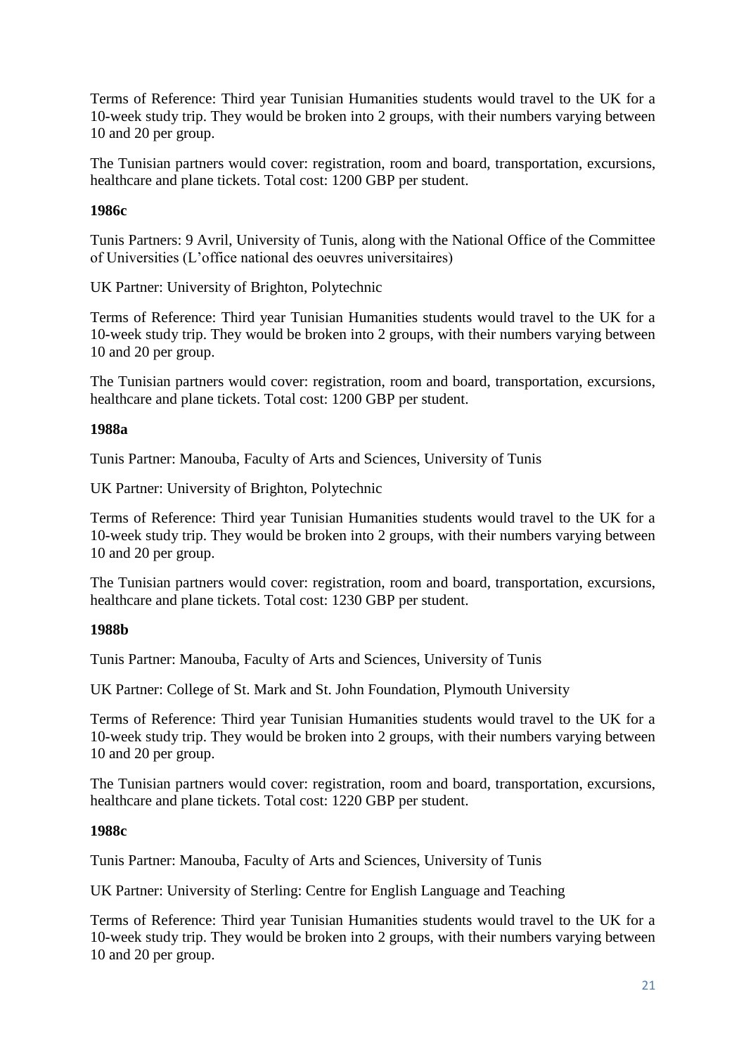Terms of Reference: Third year Tunisian Humanities students would travel to the UK for a 10-week study trip. They would be broken into 2 groups, with their numbers varying between 10 and 20 per group.

The Tunisian partners would cover: registration, room and board, transportation, excursions, healthcare and plane tickets. Total cost: 1200 GBP per student.

**1986c**

Tunis Partners: 9 Avril, University of Tunis, along with the National Office of the Committee of Universities (L'office national des oeuvres universitaires)

UK Partner: University of Brighton, Polytechnic

Terms of Reference: Third year Tunisian Humanities students would travel to the UK for a 10-week study trip. They would be broken into 2 groups, with their numbers varying between 10 and 20 per group.

The Tunisian partners would cover: registration, room and board, transportation, excursions, healthcare and plane tickets. Total cost: 1200 GBP per student.

**1988a**

Tunis Partner: Manouba, Faculty of Arts and Sciences, University of Tunis

UK Partner: University of Brighton, Polytechnic

Terms of Reference: Third year Tunisian Humanities students would travel to the UK for a 10-week study trip. They would be broken into 2 groups, with their numbers varying between 10 and 20 per group.

The Tunisian partners would cover: registration, room and board, transportation, excursions, healthcare and plane tickets. Total cost: 1230 GBP per student.

**1988b**

Tunis Partner: Manouba, Faculty of Arts and Sciences, University of Tunis

UK Partner: College of St. Mark and St. John Foundation, Plymouth University

Terms of Reference: Third year Tunisian Humanities students would travel to the UK for a 10-week study trip. They would be broken into 2 groups, with their numbers varying between 10 and 20 per group.

The Tunisian partners would cover: registration, room and board, transportation, excursions, healthcare and plane tickets. Total cost: 1220 GBP per student.

**1988c**

Tunis Partner: Manouba, Faculty of Arts and Sciences, University of Tunis

UK Partner: University of Sterling: Centre for English Language and Teaching

Terms of Reference: Third year Tunisian Humanities students would travel to the UK for a 10-week study trip. They would be broken into 2 groups, with their numbers varying between 10 and 20 per group.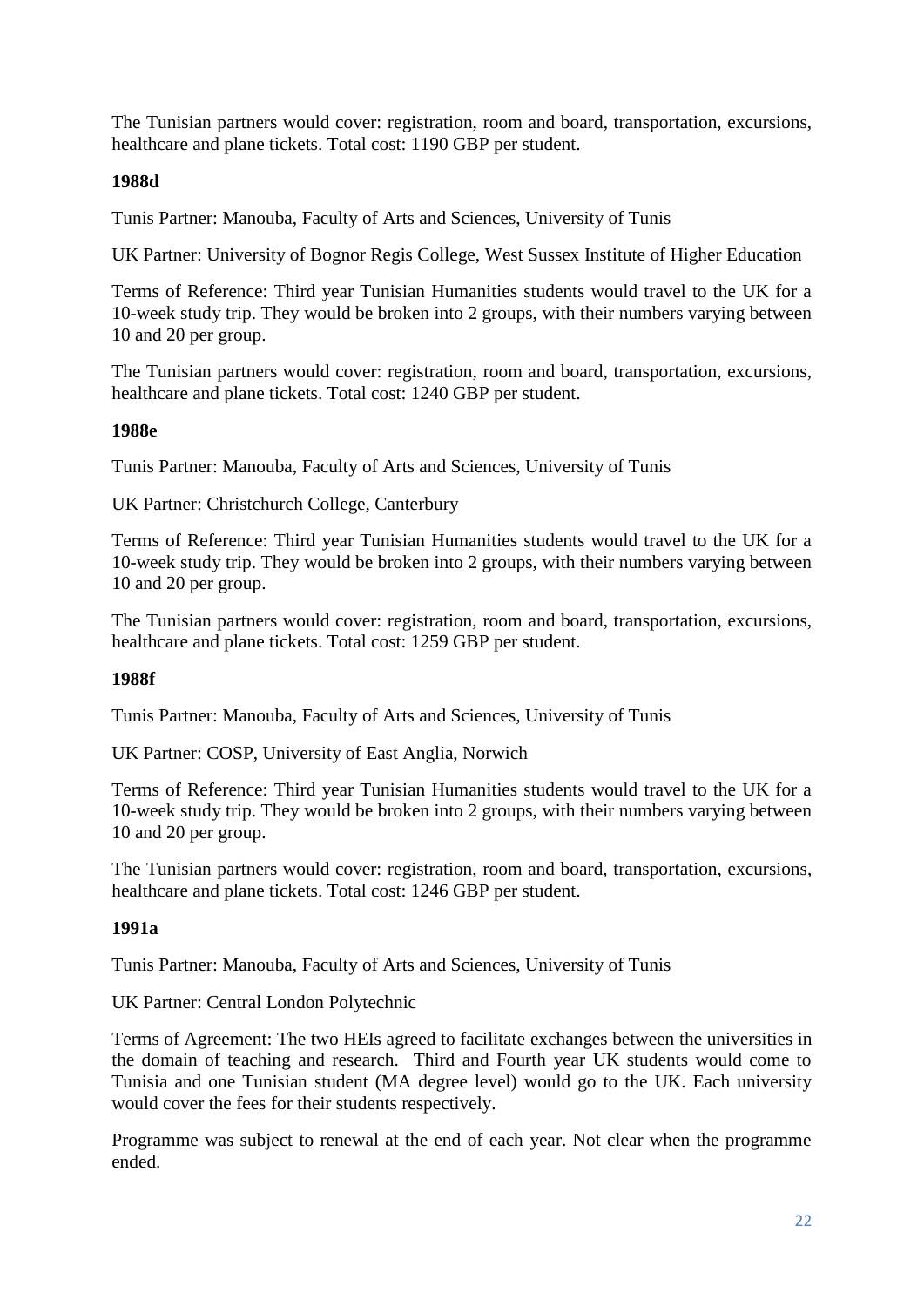The Tunisian partners would cover: registration, room and board, transportation, excursions, healthcare and plane tickets. Total cost: 1190 GBP per student.

**1988d**

Tunis Partner: Manouba, Faculty of Arts and Sciences, University of Tunis

UK Partner: University of Bognor Regis College, West Sussex Institute of Higher Education

Terms of Reference: Third year Tunisian Humanities students would travel to the UK for a 10-week study trip. They would be broken into 2 groups, with their numbers varying between 10 and 20 per group.

The Tunisian partners would cover: registration, room and board, transportation, excursions, healthcare and plane tickets. Total cost: 1240 GBP per student.

**1988e**

Tunis Partner: Manouba, Faculty of Arts and Sciences, University of Tunis

UK Partner: Christchurch College, Canterbury

Terms of Reference: Third year Tunisian Humanities students would travel to the UK for a 10-week study trip. They would be broken into 2 groups, with their numbers varying between 10 and 20 per group.

The Tunisian partners would cover: registration, room and board, transportation, excursions, healthcare and plane tickets. Total cost: 1259 GBP per student.

**1988f**

Tunis Partner: Manouba, Faculty of Arts and Sciences, University of Tunis

UK Partner: COSP, University of East Anglia, Norwich

Terms of Reference: Third year Tunisian Humanities students would travel to the UK for a 10-week study trip. They would be broken into 2 groups, with their numbers varying between 10 and 20 per group.

The Tunisian partners would cover: registration, room and board, transportation, excursions, healthcare and plane tickets. Total cost: 1246 GBP per student.

**1991a**

Tunis Partner: Manouba, Faculty of Arts and Sciences, University of Tunis

UK Partner: Central London Polytechnic

Terms of Agreement: The two HEIs agreed to facilitate exchanges between the universities in the domain of teaching and research. Third and Fourth year UK students would come to Tunisia and one Tunisian student (MA degree level) would go to the UK. Each university would cover the fees for their students respectively.

Programme was subject to renewal at the end of each year. Not clear when the programme ended.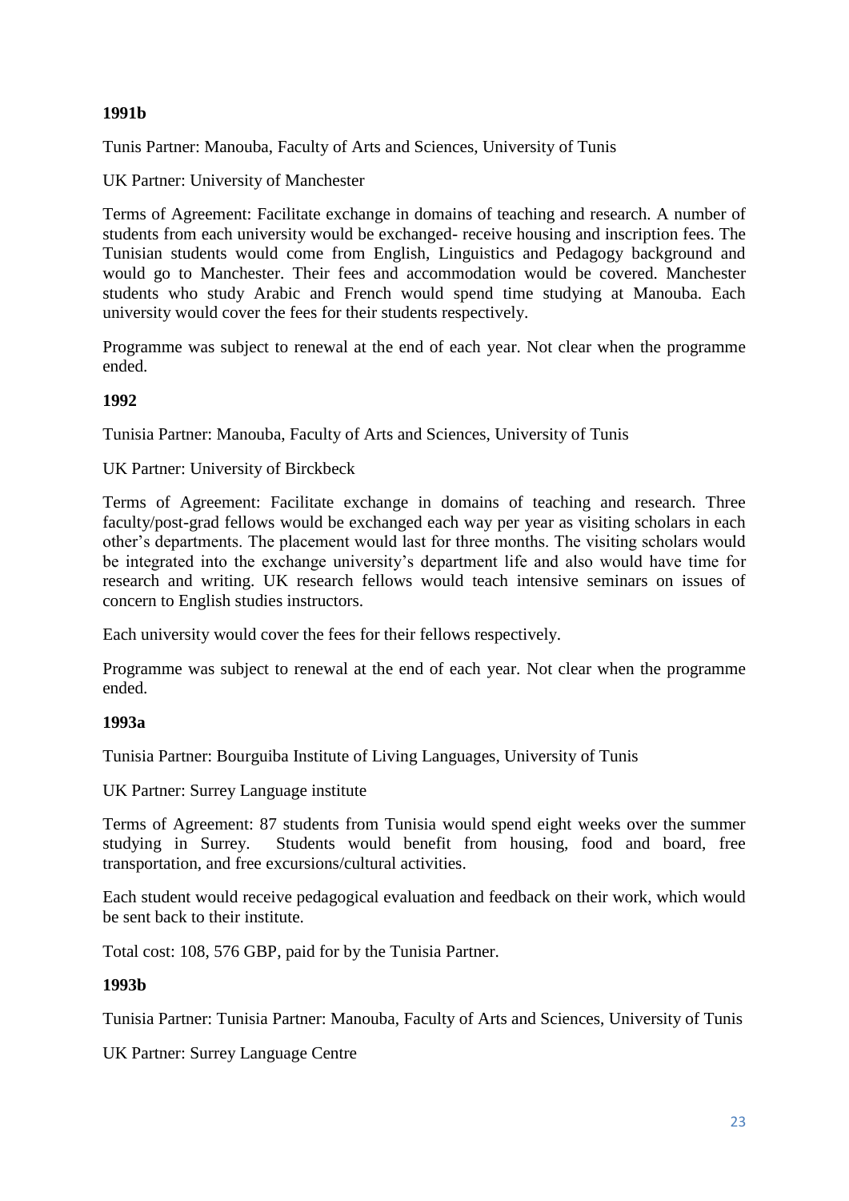**1991b**

Tunis Partner: Manouba, Faculty of Arts and Sciences, University of Tunis

UK Partner: University of Manchester

Terms of Agreement: Facilitate exchange in domains of teaching and research. A number of students from each university would be exchanged- receive housing and inscription fees. The Tunisian students would come from English, Linguistics and Pedagogy background and would go to Manchester. Their fees and accommodation would be covered. Manchester students who study Arabic and French would spend time studying at Manouba. Each university would cover the fees for their students respectively.

Programme was subject to renewal at the end of each year. Not clear when the programme ended.

**1992**

Tunisia Partner: Manouba, Faculty of Arts and Sciences, University of Tunis

UK Partner: University of Birckbeck

Terms of Agreement: Facilitate exchange in domains of teaching and research. Three faculty/post-grad fellows would be exchanged each way per year as visiting scholars in each other's departments. The placement would last for three months. The visiting scholars would be integrated into the exchange university's department life and also would have time for research and writing. UK research fellows would teach intensive seminars on issues of concern to English studies instructors.

Each university would cover the fees for their fellows respectively.

Programme was subject to renewal at the end of each year. Not clear when the programme ended.

**1993a**

Tunisia Partner: Bourguiba Institute of Living Languages, University of Tunis

UK Partner: Surrey Language institute

Terms of Agreement: 87 students from Tunisia would spend eight weeks over the summer studying in Surrey. Students would benefit from housing, food and board, free transportation, and free excursions/cultural activities.

Each student would receive pedagogical evaluation and feedback on their work, which would be sent back to their institute.

Total cost: 108, 576 GBP, paid for by the Tunisia Partner.

**1993b**

Tunisia Partner: Tunisia Partner: Manouba, Faculty of Arts and Sciences, University of Tunis

UK Partner: Surrey Language Centre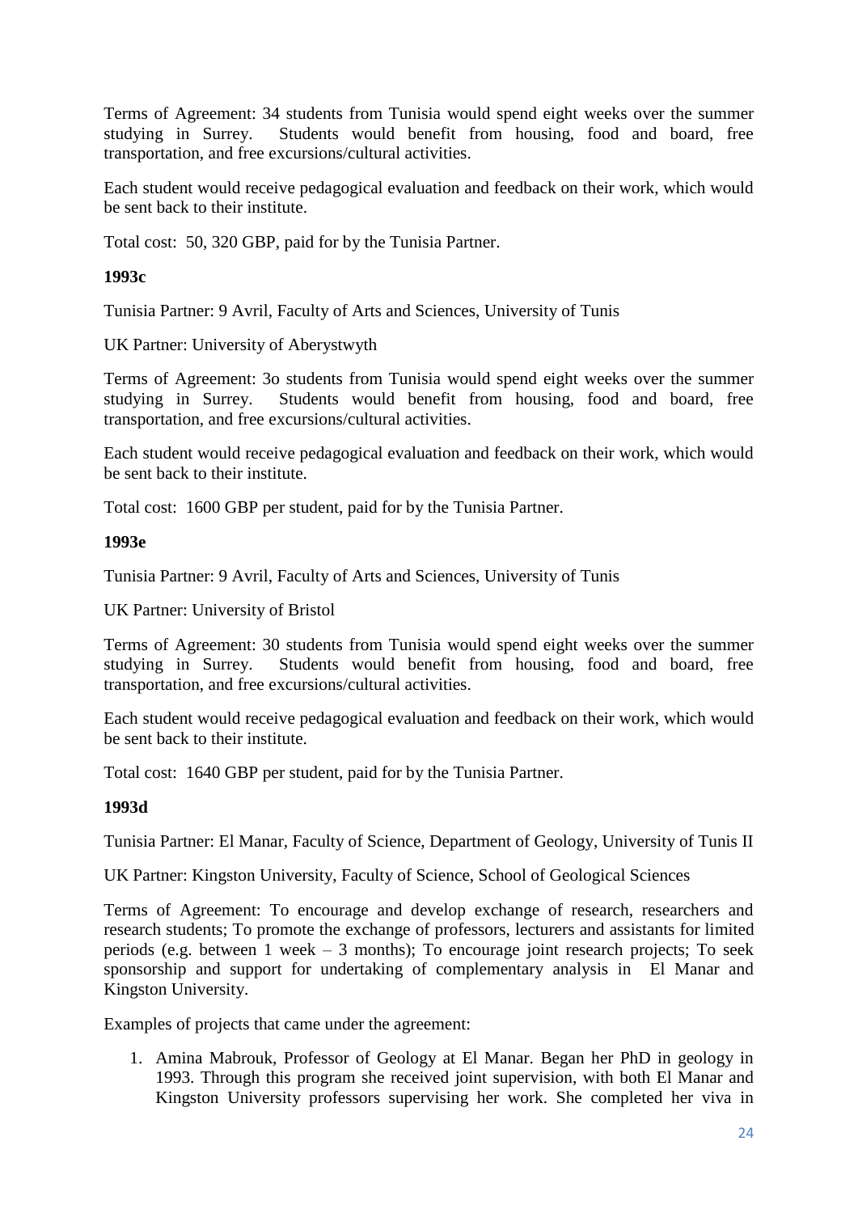Terms of Agreement: 34 students from Tunisia would spend eight weeks over the summer studying in Surrey. Students would benefit from housing, food and board, free transportation, and free excursions/cultural activities.

Each student would receive pedagogical evaluation and feedback on their work, which would be sent back to their institute.

Total cost: 50, 320 GBP, paid for by the Tunisia Partner.

**1993c**

Tunisia Partner: 9 Avril, Faculty of Arts and Sciences, University of Tunis

UK Partner: University of Aberystwyth

Terms of Agreement: 3o students from Tunisia would spend eight weeks over the summer studying in Surrey. Students would benefit from housing, food and board, free transportation, and free excursions/cultural activities.

Each student would receive pedagogical evaluation and feedback on their work, which would be sent back to their institute.

Total cost: 1600 GBP per student, paid for by the Tunisia Partner.

**1993e**

Tunisia Partner: 9 Avril, Faculty of Arts and Sciences, University of Tunis

UK Partner: University of Bristol

Terms of Agreement: 30 students from Tunisia would spend eight weeks over the summer studying in Surrey. Students would benefit from housing, food and board, free transportation, and free excursions/cultural activities.

Each student would receive pedagogical evaluation and feedback on their work, which would be sent back to their institute.

Total cost: 1640 GBP per student, paid for by the Tunisia Partner.

**1993d**

Tunisia Partner: El Manar, Faculty of Science, Department of Geology, University of Tunis II

UK Partner: Kingston University, Faculty of Science, School of Geological Sciences

Terms of Agreement: To encourage and develop exchange of research, researchers and research students; To promote the exchange of professors, lecturers and assistants for limited periods (e.g. between 1 week – 3 months); To encourage joint research projects; To seek sponsorship and support for undertaking of complementary analysis in El Manar and Kingston University.

Examples of projects that came under the agreement:

1. Amina Mabrouk, Professor of Geology at El Manar. Began her PhD in geology in 1993. Through this program she received joint supervision, with both El Manar and Kingston University professors supervising her work. She completed her viva in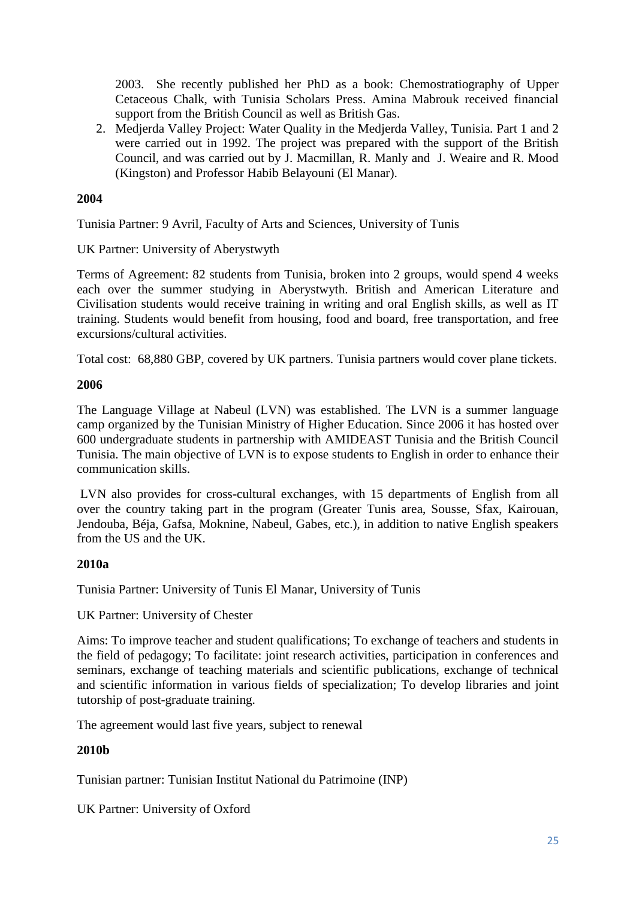2003. She recently published her PhD as a book: Chemostratiography of Upper Cetaceous Chalk, with Tunisia Scholars Press. Amina Mabrouk received financial support from the British Council as well as British Gas.

2. Medjerda Valley Project: Water Quality in the Medjerda Valley, Tunisia. Part 1 and 2 were carried out in 1992. The project was prepared with the support of the British Council, and was carried out by J. Macmillan, R. Manly and J. Weaire and R. Mood (Kingston) and Professor Habib Belayouni (El Manar).

**2004**

Tunisia Partner: 9 Avril, Faculty of Arts and Sciences, University of Tunis

UK Partner: University of Aberystwyth

Terms of Agreement: 82 students from Tunisia, broken into 2 groups, would spend 4 weeks each over the summer studying in Aberystwyth. British and American Literature and Civilisation students would receive training in writing and oral English skills, as well as IT training. Students would benefit from housing, food and board, free transportation, and free excursions/cultural activities.

Total cost: 68,880 GBP, covered by UK partners. Tunisia partners would cover plane tickets.

**2006**

The Language Village at Nabeul (LVN) was established. The LVN is a summer language camp organized by the Tunisian Ministry of Higher Education. Since 2006 it has hosted over 600 undergraduate students in partnership with AMIDEAST Tunisia and the British Council Tunisia. The main objective of LVN is to expose students to English in order to enhance their communication skills.

LVN also provides for cross-cultural exchanges, with 15 departments of English from all over the country taking part in the program (Greater Tunis area, Sousse, Sfax, Kairouan, Jendouba, Béja, Gafsa, Moknine, Nabeul, Gabes, etc.), in addition to native English speakers from the US and the UK.

**2010a**

Tunisia Partner: University of Tunis El Manar, University of Tunis

UK Partner: University of Chester

Aims: To improve teacher and student qualifications; To exchange of teachers and students in the field of pedagogy; To facilitate: joint research activities, participation in conferences and seminars, exchange of teaching materials and scientific publications, exchange of technical and scientific information in various fields of specialization; To develop libraries and joint tutorship of post-graduate training.

The agreement would last five years, subject to renewal

**2010b**

Tunisian partner: Tunisian Institut National du Patrimoine (INP)

UK Partner: University of Oxford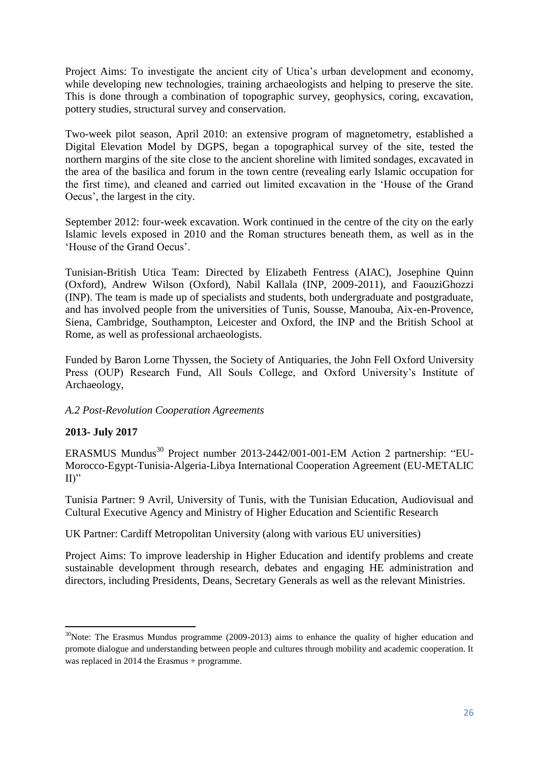Project Aims: To investigate the ancient city of Utica's urban development and economy, while developing new technologies, training archaeologists and helping to preserve the site. This is done through a combination of topographic survey, geophysics, coring, excavation, pottery studies, structural survey and conservation.

Two-week pilot season, April 2010: an extensive program of magnetometry, established a Digital Elevation Model by DGPS, began a topographical survey of the site, tested the northern margins of the site close to the ancient shoreline with limited sondages, excavated in the area of the basilica and forum in the town centre (revealing early Islamic occupation for the first time), and cleaned and carried out limited excavation in the 'House of the Grand Oecus', the largest in the city.

September 2012: four-week excavation. Work continued in the centre of the city on the early Islamic levels exposed in 2010 and the Roman structures beneath them, as well as in the 'House of the Grand Oecus'.

Tunisian-British Utica Team: Directed by Elizabeth Fentress (AIAC), Josephine Quinn (Oxford), Andrew Wilson (Oxford), Nabil Kallala (INP, 2009-2011), and FaouziGhozzi (INP). The team is made up of specialists and students, both undergraduate and postgraduate, and has involved people from the universities of Tunis, Sousse, Manouba, Aix-en-Provence, Siena, Cambridge, Southampton, Leicester and Oxford, the INP and the British School at Rome, as well as professional archaeologists.

Funded by Baron Lorne Thyssen, the Society of Antiquaries, the John Fell Oxford University Press (OUP) Research Fund, All Souls College, and Oxford University's Institute of Archaeology,

*A.2 Post-Revolution Cooperation Agreements*

**2013- July 2017**

ERASMUS Mundus[30] Project number 2013-2442/001-001-EM Action 2 partnership: "EU-Morocco-Egypt-Tunisia-Algeria-Libya International Cooperation Agreement (EU-METALIC II)"

Tunisia Partner: 9 Avril, University of Tunis, with the Tunisian Education, Audiovisual and Cultural Executive Agency and Ministry of Higher Education and Scientific Research

UK Partner: Cardiff Metropolitan University (along with various EU universities)

Project Aims: To improve leadership in Higher Education and identify problems and create sustainable development through research, debates and engaging HE administration and directors, including Presidents, Deans, Secretary Generals as well as the relevant Ministries.

---

[30]Note: The Erasmus Mundus programme (2009-2013) aims to enhance the quality of higher education and promote dialogue and understanding between people and cultures through mobility and academic cooperation. It was replaced in 2014 the Erasmus + programme.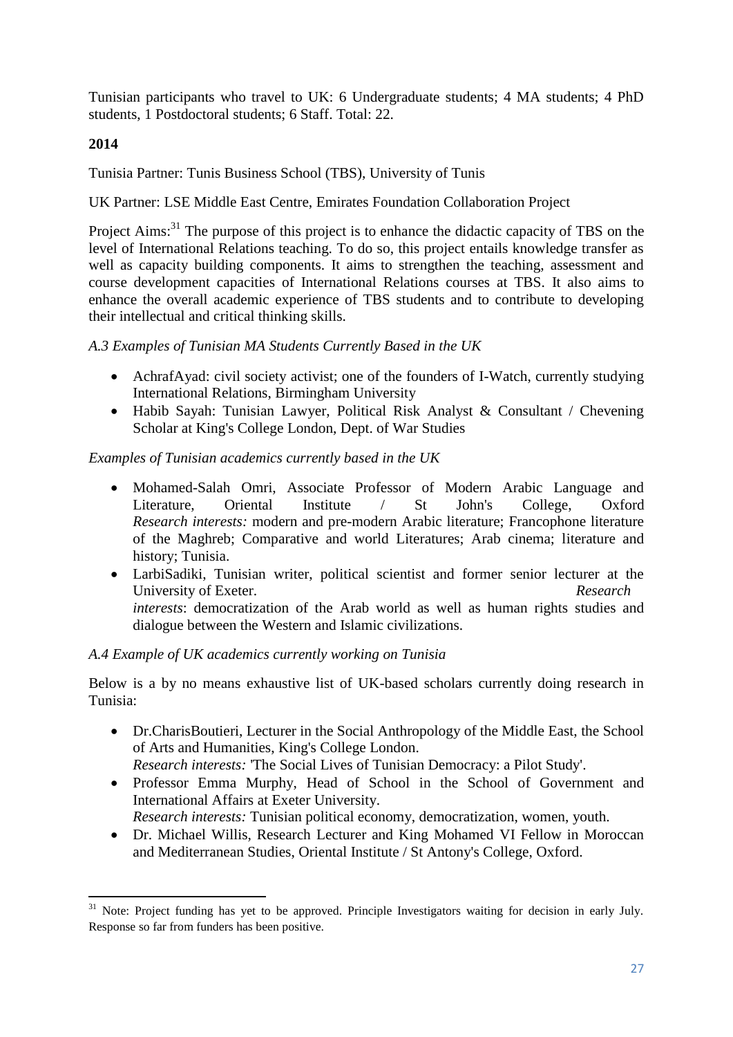Tunisian participants who travel to UK: 6 Undergraduate students; 4 MA students; 4 PhD students, 1 Postdoctoral students; 6 Staff. Total: 22.

**2014**

Tunisia Partner: Tunis Business School (TBS), University of Tunis

UK Partner: LSE Middle East Centre, Emirates Foundation Collaboration Project

Project Aims:[31] The purpose of this project is to enhance the didactic capacity of TBS on the level of International Relations teaching. To do so, this project entails knowledge transfer as well as capacity building components. It aims to strengthen the teaching, assessment and course development capacities of International Relations courses at TBS. It also aims to enhance the overall academic experience of TBS students and to contribute to developing their intellectual and critical thinking skills.

*A.3 Examples of Tunisian MA Students Currently Based in the UK*

- AchrafAyad: civil society activist; one of the founders of I-Watch, currently studying International Relations, Birmingham University
- Habib Sayah: Tunisian Lawyer, Political Risk Analyst & Consultant / Chevening Scholar at King's College London, Dept. of War Studies

*Examples of Tunisian academics currently based in the UK*

- Mohamed-Salah Omri, Associate Professor of Modern Arabic Language and Literature, Oriental Institute / St John's College, Oxford *Research interests:* modern and pre-modern Arabic literature; Francophone literature of the Maghreb; Comparative and world Literatures; Arab cinema; literature and history; Tunisia.
- LarbiSadiki, Tunisian writer, political scientist and former senior lecturer at the University of Exeter. *Research interests*: democratization of the Arab world as well as human rights studies and dialogue between the Western and Islamic civilizations.

*A.4 Example of UK academics currently working on Tunisia*

Below is a by no means exhaustive list of UK-based scholars currently doing research in Tunisia:

- Dr.CharisBoutieri, Lecturer in the Social Anthropology of the Middle East, the School of Arts and Humanities, King's College London.
  *Research interests:* 'The Social Lives of Tunisian Democracy: a Pilot Study'.
- Professor Emma Murphy, Head of School in the School of Government and International Affairs at Exeter University.
  *Research interests:* Tunisian political economy, democratization, women, youth.
- Dr. Michael Willis, Research Lecturer and King Mohamed VI Fellow in Moroccan and Mediterranean Studies, Oriental Institute / St Antony's College, Oxford.

[31] Note: Project funding has yet to be approved. Principle Investigators waiting for decision in early July. Response so far from funders has been positive.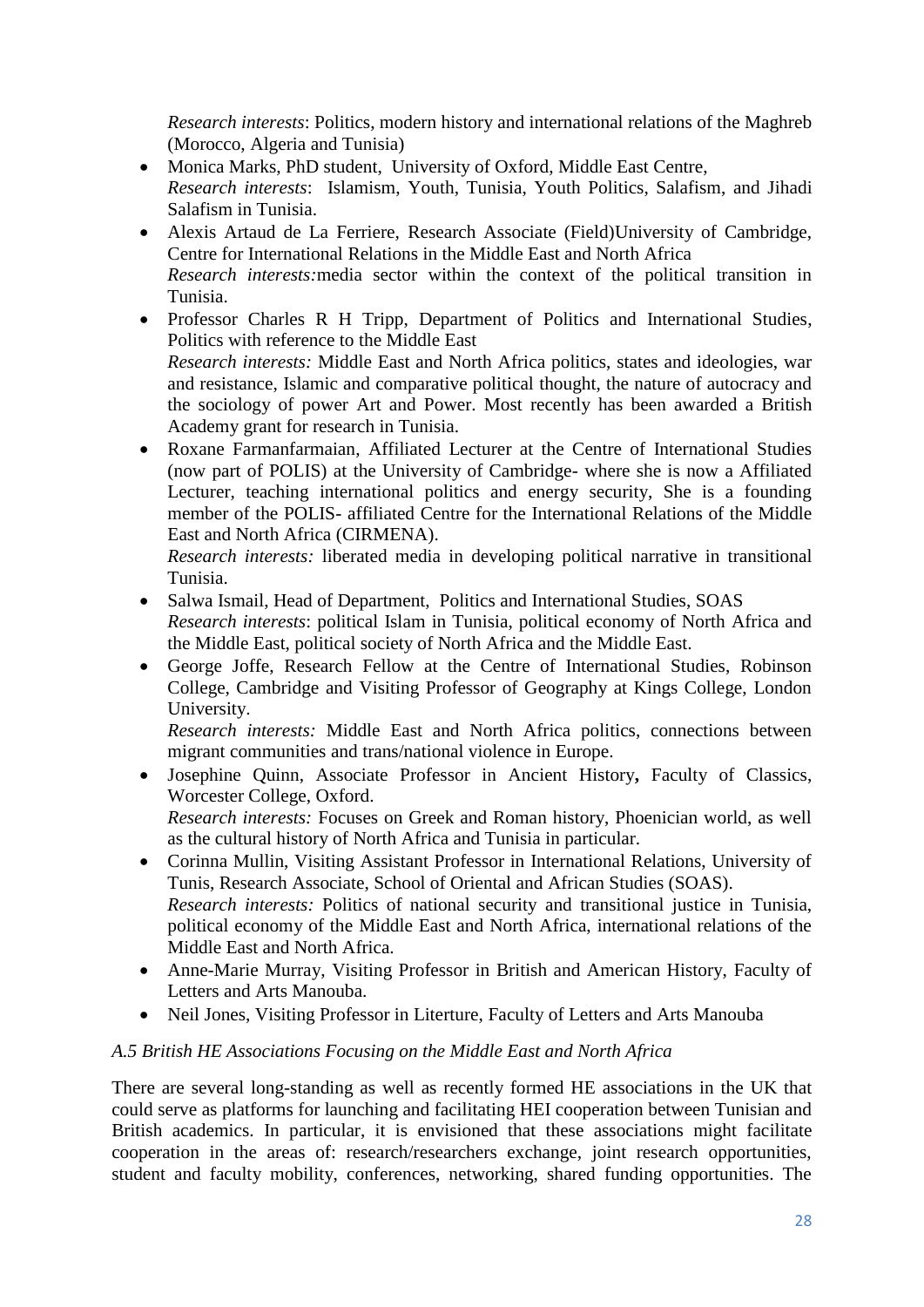*Research interests*: Politics, modern history and international relations of the Maghreb (Morocco, Algeria and Tunisia)

- Monica Marks, PhD student, University of Oxford, Middle East Centre,
  *Research interests*: Islamism, Youth, Tunisia, Youth Politics, Salafism, and Jihadi Salafism in Tunisia.
- Alexis Artaud de La Ferriere, Research Associate (Field)University of Cambridge, Centre for International Relations in the Middle East and North Africa
  *Research interests:*media sector within the context of the political transition in Tunisia.
- Professor Charles R H Tripp, Department of Politics and International Studies, Politics with reference to the Middle East
  *Research interests:* Middle East and North Africa politics, states and ideologies, war and resistance, Islamic and comparative political thought, the nature of autocracy and the sociology of power Art and Power. Most recently has been awarded a British Academy grant for research in Tunisia.
- Roxane Farmanfarmaian, Affiliated Lecturer at the Centre of International Studies (now part of POLIS) at the University of Cambridge- where she is now a Affiliated Lecturer, teaching international politics and energy security, She is a founding member of the POLIS- affiliated Centre for the International Relations of the Middle East and North Africa (CIRMENA).
  *Research interests:* liberated media in developing political narrative in transitional Tunisia.
- Salwa Ismail, Head of Department, Politics and International Studies, SOAS
  *Research interests*: political Islam in Tunisia, political economy of North Africa and the Middle East, political society of North Africa and the Middle East.
- George Joffe, Research Fellow at the Centre of International Studies, Robinson College, Cambridge and Visiting Professor of Geography at Kings College, London University.
  *Research interests:* Middle East and North Africa politics, connections between migrant communities and trans/national violence in Europe.
- Josephine Quinn, Associate Professor in Ancient History**,** Faculty of Classics, Worcester College, Oxford.
  *Research interests:* Focuses on Greek and Roman history, Phoenician world, as well as the cultural history of North Africa and Tunisia in particular.
- Corinna Mullin, Visiting Assistant Professor in International Relations, University of Tunis, Research Associate, School of Oriental and African Studies (SOAS).
  *Research interests:* Politics of national security and transitional justice in Tunisia, political economy of the Middle East and North Africa, international relations of the Middle East and North Africa.
- Anne-Marie Murray, Visiting Professor in British and American History, Faculty of Letters and Arts Manouba.
- Neil Jones, Visiting Professor in Literture, Faculty of Letters and Arts Manouba

*A.5 British HE Associations Focusing on the Middle East and North Africa*

There are several long-standing as well as recently formed HE associations in the UK that could serve as platforms for launching and facilitating HEI cooperation between Tunisian and British academics. In particular, it is envisioned that these associations might facilitate cooperation in the areas of: research/researchers exchange, joint research opportunities, student and faculty mobility, conferences, networking, shared funding opportunities. The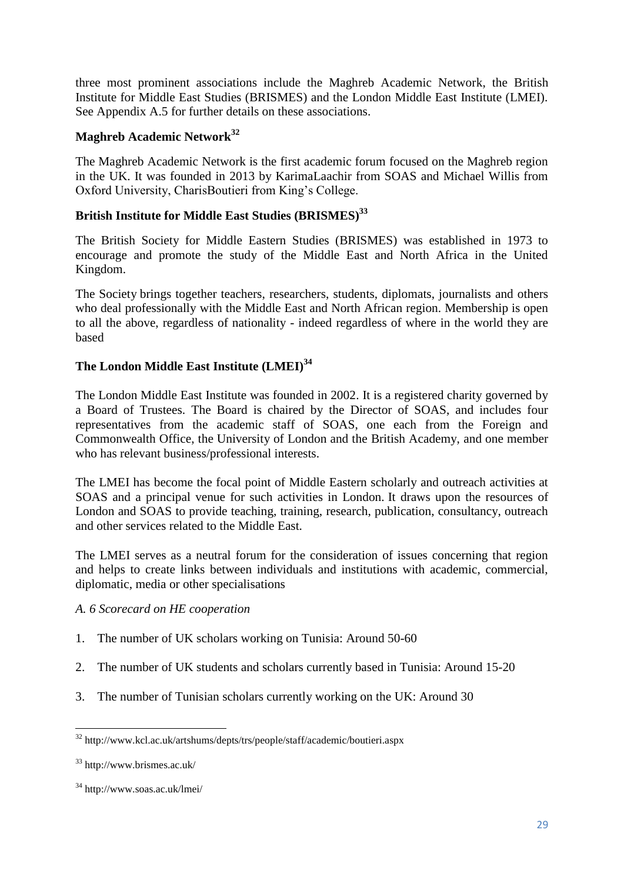three most prominent associations include the Maghreb Academic Network, the British Institute for Middle East Studies (BRISMES) and the London Middle East Institute (LMEI). See Appendix A.5 for further details on these associations.

### Maghreb Academic Network[32]

The Maghreb Academic Network is the first academic forum focused on the Maghreb region in the UK. It was founded in 2013 by KarimaLaachir from SOAS and Michael Willis from Oxford University, CharisBoutieri from King's College.

### British Institute for Middle East Studies (BRISMES)[33]

The British Society for Middle Eastern Studies (BRISMES) was established in 1973 to encourage and promote the study of the Middle East and North Africa in the United Kingdom.

The Society brings together teachers, researchers, students, diplomats, journalists and others who deal professionally with the Middle East and North African region. Membership is open to all the above, regardless of nationality - indeed regardless of where in the world they are based

### The London Middle East Institute (LMEI)[34]

The London Middle East Institute was founded in 2002. It is a registered charity governed by a Board of Trustees. The Board is chaired by the Director of SOAS, and includes four representatives from the academic staff of SOAS, one each from the Foreign and Commonwealth Office, the University of London and the British Academy, and one member who has relevant business/professional interests.

The LMEI has become the focal point of Middle Eastern scholarly and outreach activities at SOAS and a principal venue for such activities in London. It draws upon the resources of London and SOAS to provide teaching, training, research, publication, consultancy, outreach and other services related to the Middle East.

The LMEI serves as a neutral forum for the consideration of issues concerning that region and helps to create links between individuals and institutions with academic, commercial, diplomatic, media or other specialisations

*A. 6 Scorecard on HE cooperation*

1. The number of UK scholars working on Tunisia: Around 50-60
2. The number of UK students and scholars currently based in Tunisia: Around 15-20
3. The number of Tunisian scholars currently working on the UK: Around 30

---

[32] http://www.kcl.ac.uk/artshums/depts/trs/people/staff/academic/boutieri.aspx

[33] http://www.brismes.ac.uk/

[34] http://www.soas.ac.uk/lmei/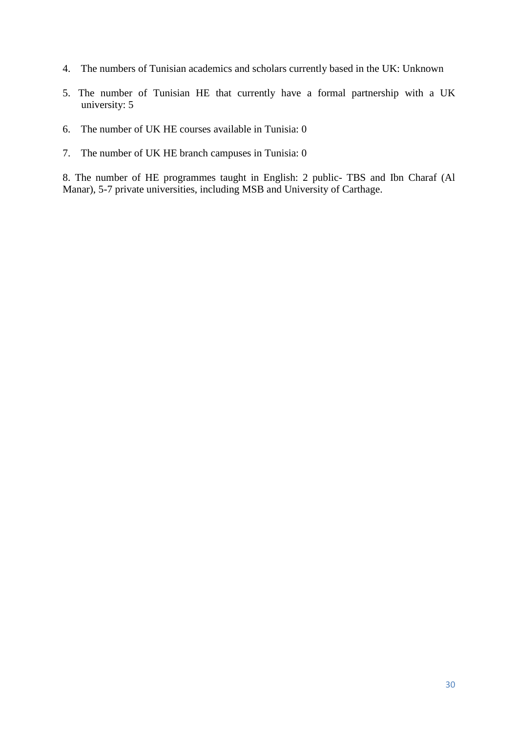4. The numbers of Tunisian academics and scholars currently based in the UK: Unknown

5. The number of Tunisian HE that currently have a formal partnership with a UK university: 5

6. The number of UK HE courses available in Tunisia: 0

7. The number of UK HE branch campuses in Tunisia: 0

8. The number of HE programmes taught in English: 2 public- TBS and Ibn Charaf (Al Manar), 5-7 private universities, including MSB and University of Carthage.